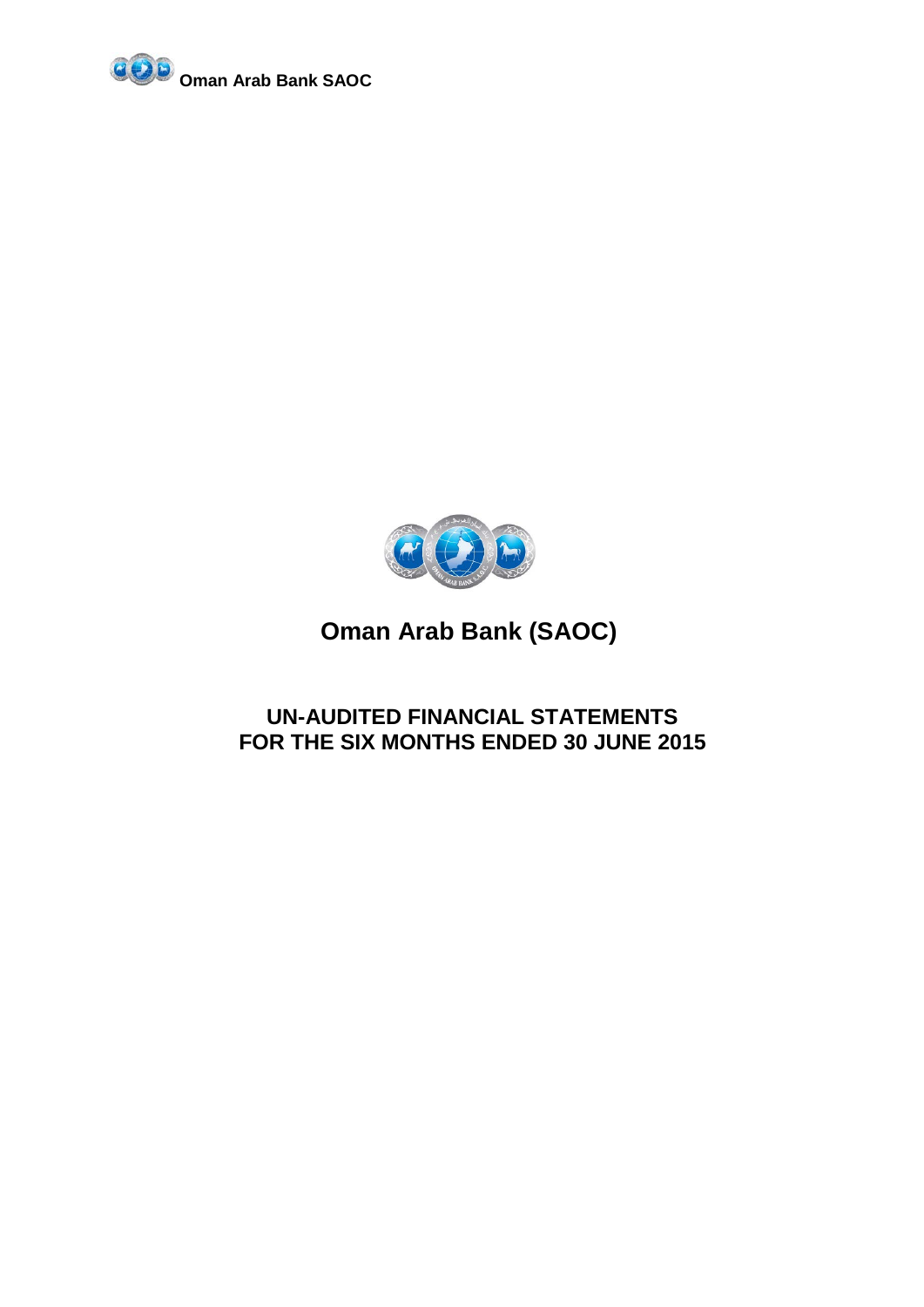Oman Arab Bank SAOC

# Oman Arab Bank (SAOC)

## UN-AUDITED FINANCIAL STATEMENTS FOR THE SIX MONTHS ENDED 30 JUNE 2015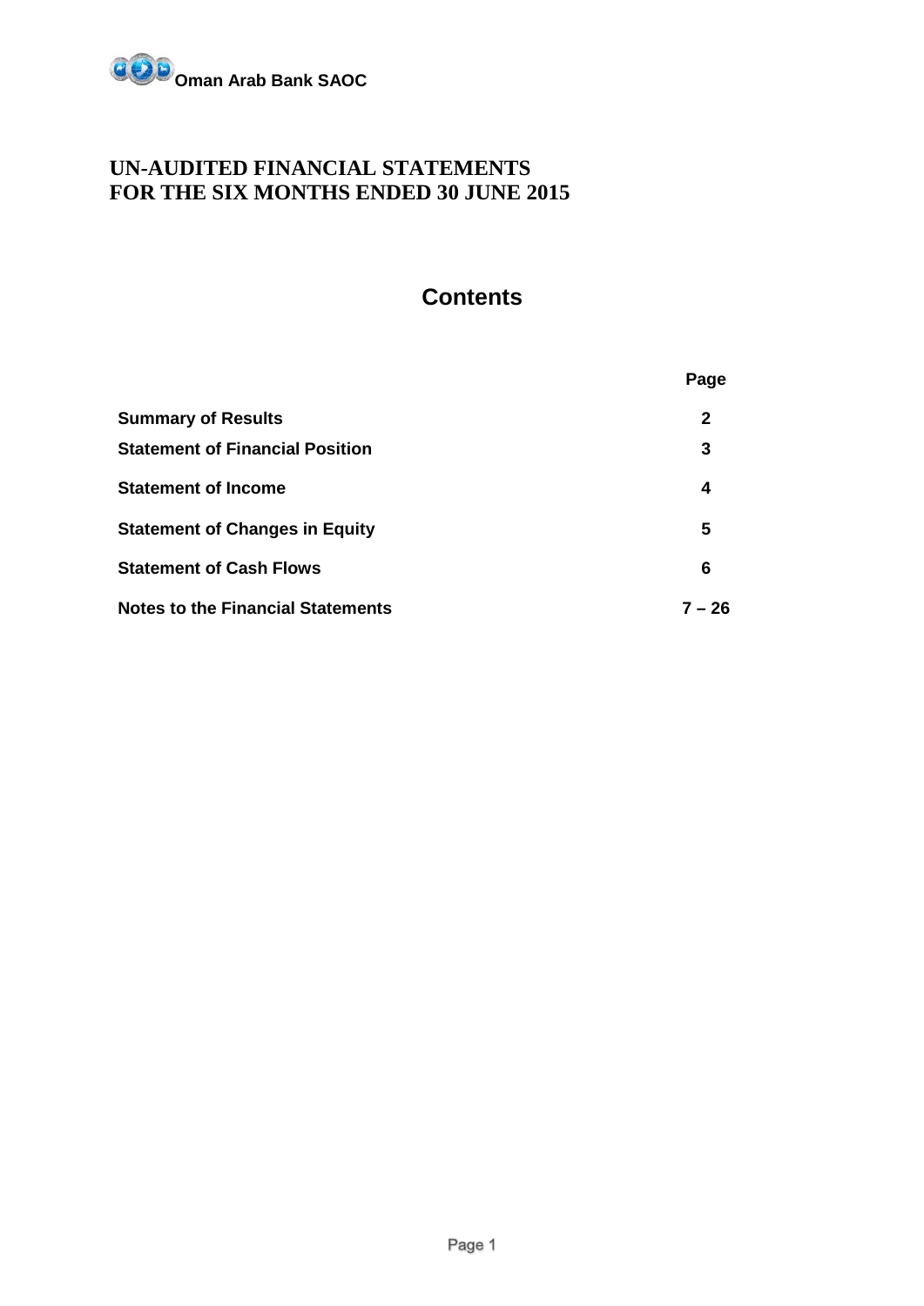**Oman Arab Bank SAOC**

# UN-AUDITED FINANCIAL STATEMENTS
# FOR THE SIX MONTHS ENDED 30 JUNE 2015

## Contents

| | Page |
|---|---|
| **Summary of Results** | **2** |
| **Statement of Financial Position** | **3** |
| **Statement of Income** | **4** |
| **Statement of Changes in Equity** | **5** |
| **Statement of Cash Flows** | **6** |
| **Notes to the Financial Statements** | **7 – 26** |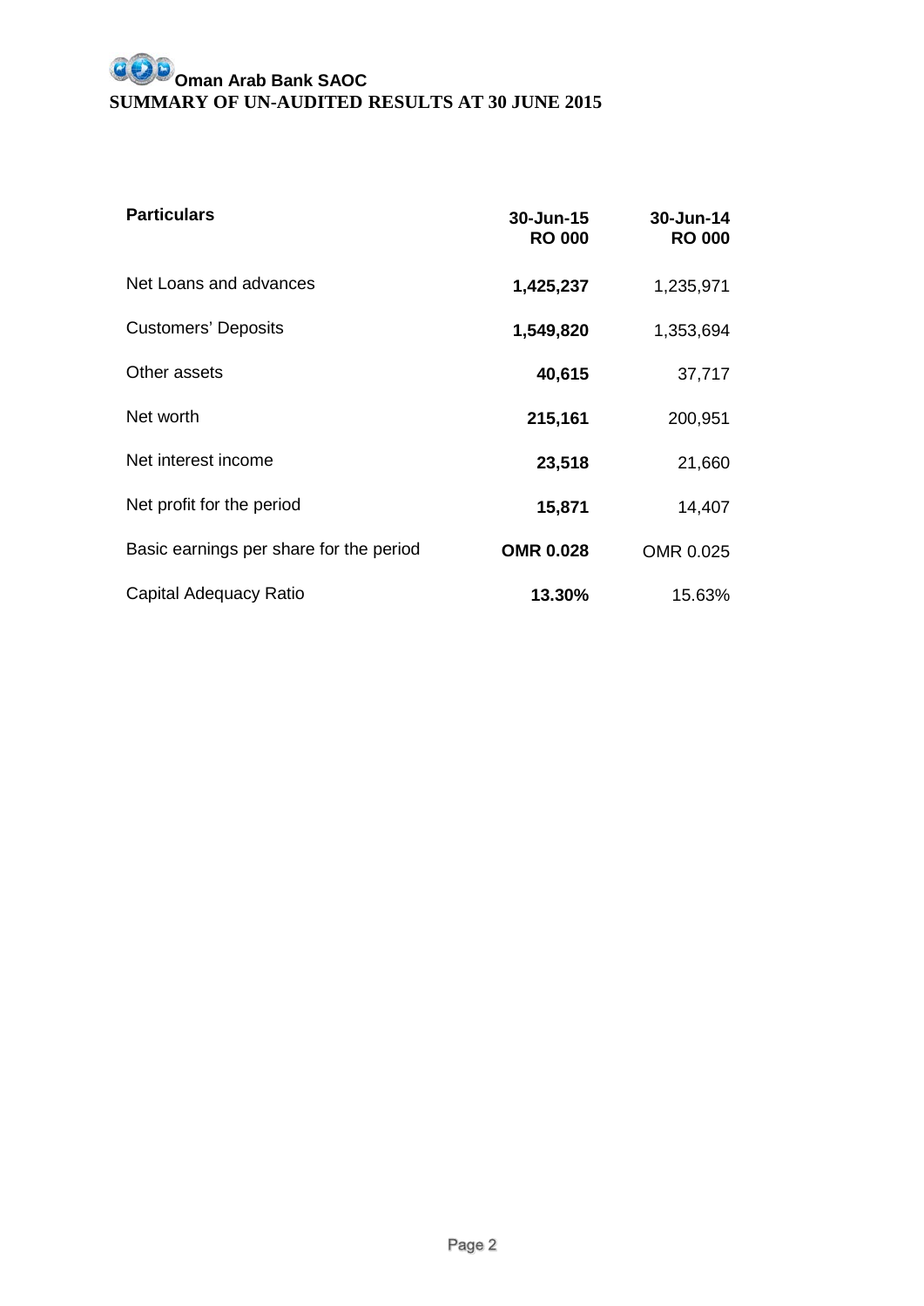**Oman Arab Bank SAOC**

**SUMMARY OF UN-AUDITED RESULTS AT 30 JUNE 2015**

| **Particulars** | **30-Jun-15 RO 000** | **30-Jun-14 RO 000** |
|---|---|---|
| Net Loans and advances | **1,425,237** | 1,235,971 |
| Customers' Deposits | **1,549,820** | 1,353,694 |
| Other assets | **40,615** | 37,717 |
| Net worth | **215,161** | 200,951 |
| Net interest income | **23,518** | 21,660 |
| Net profit for the period | **15,871** | 14,407 |
| Basic earnings per share for the period | **OMR 0.028** | OMR 0.025 |
| Capital Adequacy Ratio | **13.30%** | 15.63% |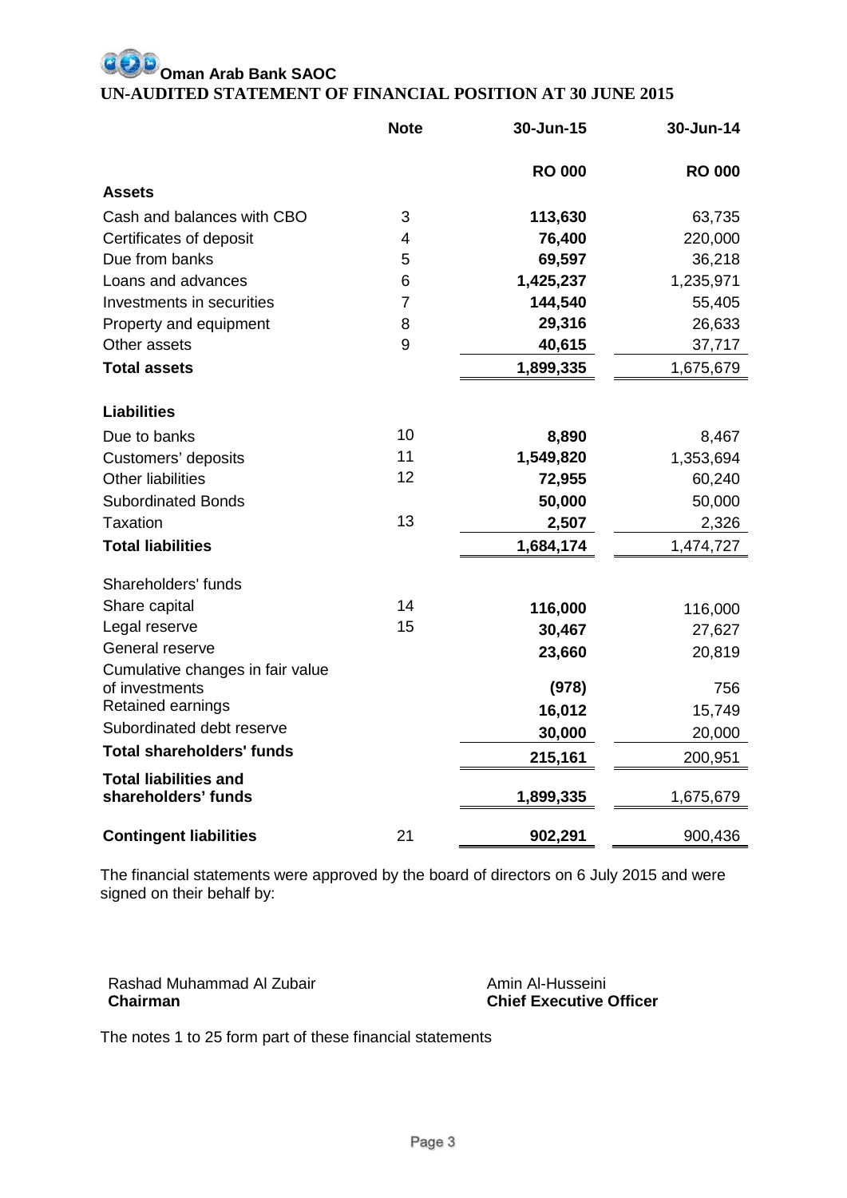# Oman Arab Bank SAOC

## UN-AUDITED STATEMENT OF FINANCIAL POSITION AT 30 JUNE 2015

| | Note | 30-Jun-15 | 30-Jun-14 |
|---|---|---|---|
| | | RO 000 | RO 000 |
| **Assets** | | | |
| Cash and balances with CBO | 3 | **113,630** | 63,735 |
| Certificates of deposit | 4 | **76,400** | 220,000 |
| Due from banks | 5 | **69,597** | 36,218 |
| Loans and advances | 6 | **1,425,237** | 1,235,971 |
| Investments in securities | 7 | **144,540** | 55,405 |
| Property and equipment | 8 | **29,316** | 26,633 |
| Other assets | 9 | **40,615** | 37,717 |
| **Total assets** | | **1,899,335** | 1,675,679 |
| **Liabilities** | | | |
| Due to banks | 10 | **8,890** | 8,467 |
| Customers' deposits | 11 | **1,549,820** | 1,353,694 |
| Other liabilities | 12 | **72,955** | 60,240 |
| Subordinated Bonds | | **50,000** | 50,000 |
| Taxation | 13 | **2,507** | 2,326 |
| **Total liabilities** | | **1,684,174** | 1,474,727 |
| Shareholders' funds | | | |
| Share capital | 14 | **116,000** | 116,000 |
| Legal reserve | 15 | **30,467** | 27,627 |
| General reserve | | **23,660** | 20,819 |
| Cumulative changes in fair value of investments | | **(978)** | 756 |
| Retained earnings | | **16,012** | 15,749 |
| Subordinated debt reserve | | **30,000** | 20,000 |
| **Total shareholders' funds** | | **215,161** | 200,951 |
| **Total liabilities and shareholders' funds** | | **1,899,335** | 1,675,679 |
| **Contingent liabilities** | 21 | **902,291** | 900,436 |

The financial statements were approved by the board of directors on 6 July 2015 and were signed on their behalf by:

Rashad Muhammad Al Zubair
**Chairman**

Amin Al-Husseini
**Chief Executive Officer**

The notes 1 to 25 form part of these financial statements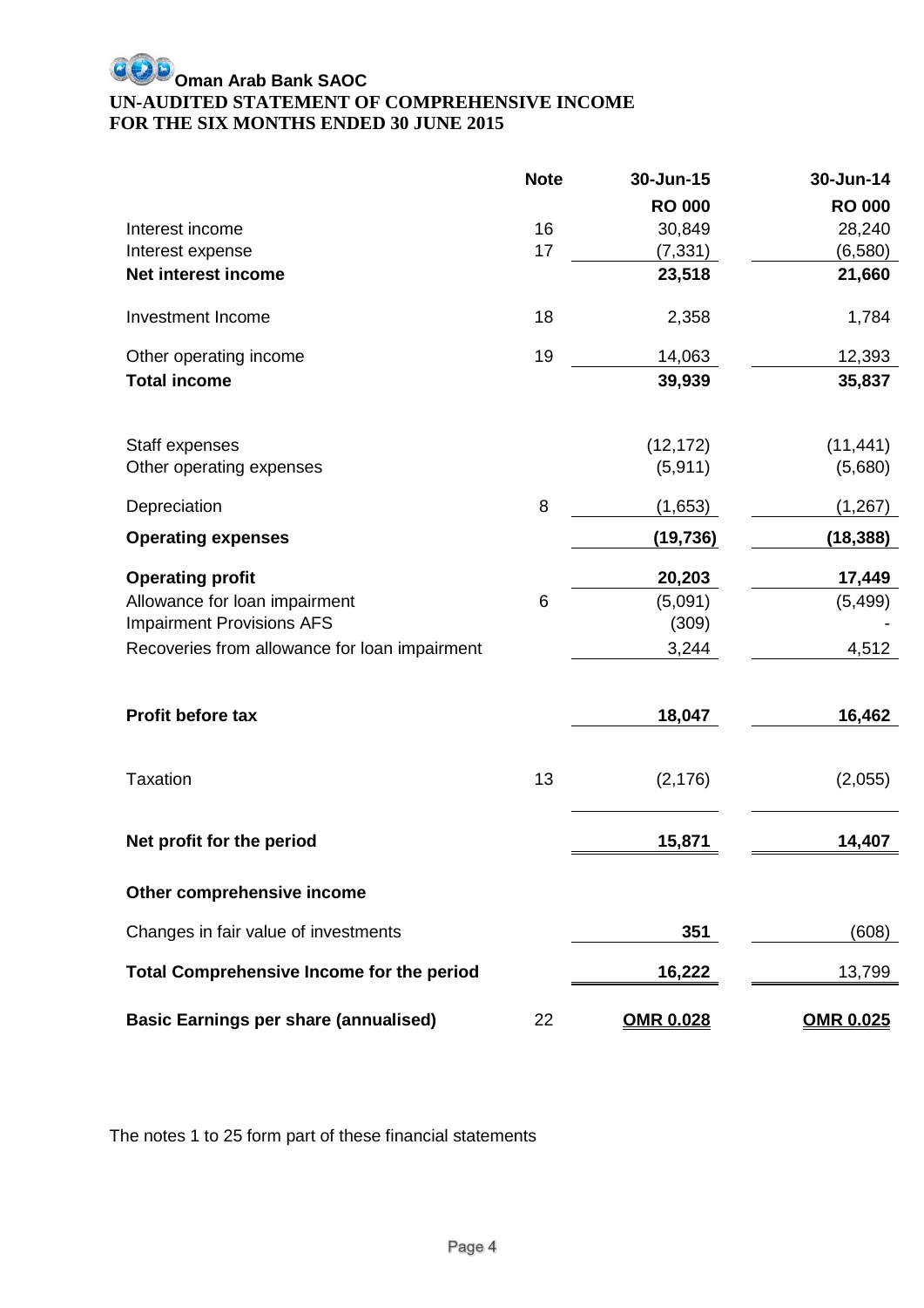**Oman Arab Bank SAOC**

**UN-AUDITED STATEMENT OF COMPREHENSIVE INCOME**

**FOR THE SIX MONTHS ENDED 30 JUNE 2015**

| | Note | 30-Jun-15 | 30-Jun-14 |
|---|---|---|---|
| | | **RO 000** | **RO 000** |
| Interest income | 16 | 30,849 | 28,240 |
| Interest expense | 17 | (7,331) | (6,580) |
| **Net interest income** | | **23,518** | **21,660** |
| Investment Income | 18 | 2,358 | 1,784 |
| Other operating income | 19 | 14,063 | 12,393 |
| **Total income** | | **39,939** | **35,837** |
| Staff expenses | | (12,172) | (11,441) |
| Other operating expenses | | (5,911) | (5,680) |
| Depreciation | 8 | (1,653) | (1,267) |
| **Operating expenses** | | **(19,736)** | **(18,388)** |
| **Operating profit** | | **20,203** | **17,449** |
| Allowance for loan impairment | 6 | (5,091) | (5,499) |
| Impairment Provisions AFS | | (309) | - |
| Recoveries from allowance for loan impairment | | 3,244 | 4,512 |
| **Profit before tax** | | **18,047** | **16,462** |
| Taxation | 13 | (2,176) | (2,055) |
| **Net profit for the period** | | **15,871** | **14,407** |
| **Other comprehensive income** | | | |
| Changes in fair value of investments | | **351** | (608) |
| **Total Comprehensive Income for the period** | | **16,222** | 13,799 |
| **Basic Earnings per share (annualised)** | 22 | **OMR 0.028** | **OMR 0.025** |

The notes 1 to 25 form part of these financial statements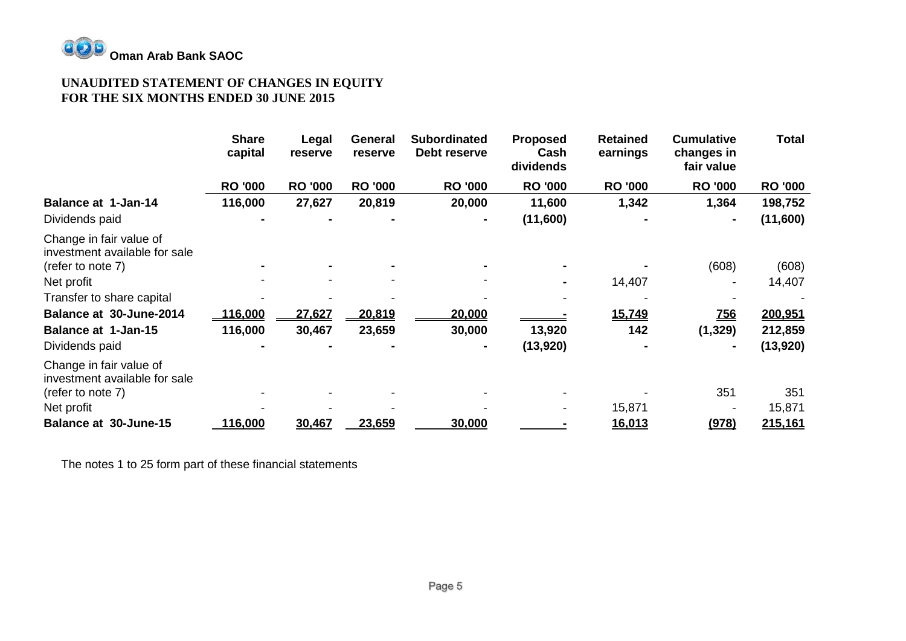**Oman Arab Bank SAOC**

# UNAUDITED STATEMENT OF CHANGES IN EQUITY
# FOR THE SIX MONTHS ENDED 30 JUNE 2015

| | Share capital | Legal reserve | General reserve | Subordinated Debt reserve | Proposed Cash dividends | Retained earnings | Cumulative changes in fair value | Total |
|---|---|---|---|---|---|---|---|---|
| | RO '000 | RO '000 | RO '000 | RO '000 | RO '000 | RO '000 | RO '000 | RO '000 |
| **Balance at 1-Jan-14** | **116,000** | **27,627** | **20,819** | **20,000** | **11,600** | **1,342** | **1,364** | **198,752** |
| Dividends paid | - | - | - | - | (11,600) | - | - | (11,600) |
| Change in fair value of investment available for sale (refer to note 7) | - | - | - | - | - | - | (608) | (608) |
| Net profit | - | - | - | - | - | 14,407 | - | 14,407 |
| Transfer to share capital | - | - | - | - | - | - | - | - |
| **Balance at 30-June-2014** | **116,000** | **27,627** | **20,819** | **20,000** | **-** | **15,749** | **756** | **200,951** |
| **Balance at 1-Jan-15** | **116,000** | **30,467** | **23,659** | **30,000** | **13,920** | **142** | **(1,329)** | **212,859** |
| Dividends paid | - | - | - | - | (13,920) | - | - | (13,920) |
| Change in fair value of investment available for sale (refer to note 7) | - | - | - | - | - | - | 351 | 351 |
| Net profit | - | - | - | - | - | 15,871 | - | 15,871 |
| **Balance at 30-June-15** | **116,000** | **30,467** | **23,659** | **30,000** | **-** | **16,013** | **(978)** | **215,161** |

The notes 1 to 25 form part of these financial statements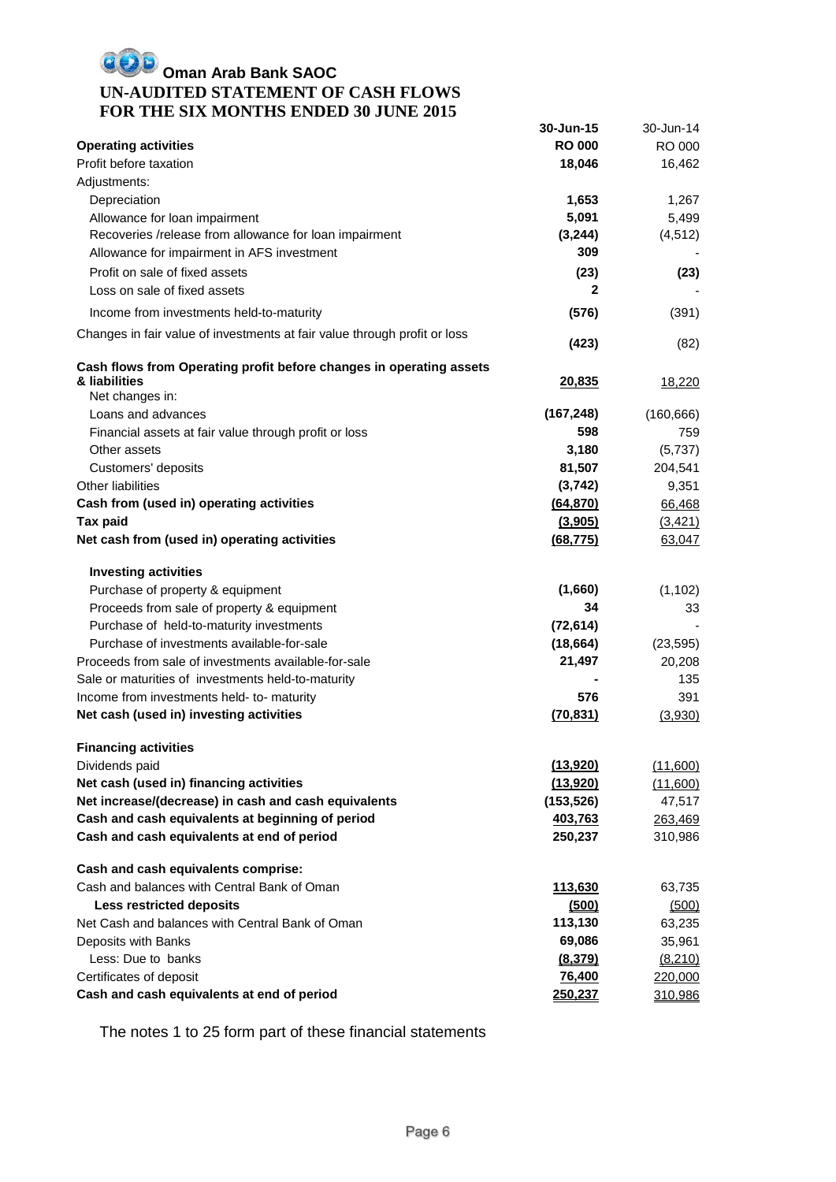# Oman Arab Bank SAOC

## UN-AUDITED STATEMENT OF CASH FLOWS
## FOR THE SIX MONTHS ENDED 30 JUNE 2015

| | 30-Jun-15 | 30-Jun-14 |
|---|---|---|
| **Operating activities** | **RO 000** | RO 000 |
| Profit before taxation | **18,046** | 16,462 |
| Adjustments: | | |
| Depreciation | **1,653** | 1,267 |
| Allowance for loan impairment | **5,091** | 5,499 |
| Recoveries /release from allowance for loan impairment | **(3,244)** | (4,512) |
| Allowance for impairment in AFS investment | **309** | - |
| Profit on sale of fixed assets | **(23)** | **(23)** |
| Loss on sale of fixed assets | **2** | - |
| Income from investments held-to-maturity | **(576)** | (391) |
| Changes in fair value of investments at fair value through profit or loss | **(423)** | (82) |
| **Cash flows from Operating profit before changes in operating assets & liabilities** | **20,835** | 18,220 |
| Net changes in: | | |
| Loans and advances | **(167,248)** | (160,666) |
| Financial assets at fair value through profit or loss | **598** | 759 |
| Other assets | **3,180** | (5,737) |
| Customers' deposits | **81,507** | 204,541 |
| Other liabilities | **(3,742)** | 9,351 |
| **Cash from (used in) operating activities** | **(64,870)** | 66,468 |
| **Tax paid** | **(3,905)** | (3,421) |
| **Net cash from (used in) operating activities** | **(68,775)** | 63,047 |
| **Investing activities** | | |
| Purchase of property & equipment | **(1,660)** | (1,102) |
| Proceeds from sale of property & equipment | **34** | 33 |
| Purchase of held-to-maturity investments | **(72,614)** | - |
| Purchase of investments available-for-sale | **(18,664)** | (23,595) |
| Proceeds from sale of investments available-for-sale | **21,497** | 20,208 |
| Sale or maturities of investments held-to-maturity | **-** | 135 |
| Income from investments held- to- maturity | **576** | 391 |
| **Net cash (used in) investing activities** | **(70,831)** | (3,930) |
| **Financing activities** | | |
| Dividends paid | **(13,920)** | (11,600) |
| **Net cash (used in) financing activities** | **(13,920)** | (11,600) |
| **Net increase/(decrease) in cash and cash equivalents** | **(153,526)** | 47,517 |
| **Cash and cash equivalents at beginning of period** | **403,763** | 263,469 |
| **Cash and cash equivalents at end of period** | **250,237** | 310,986 |
| **Cash and cash equivalents comprise:** | | |
| Cash and balances with Central Bank of Oman | **113,630** | 63,735 |
| **Less restricted deposits** | **(500)** | (500) |
| Net Cash and balances with Central Bank of Oman | **113,130** | 63,235 |
| Deposits with Banks | **69,086** | 35,961 |
| Less: Due to banks | **(8,379)** | (8,210) |
| Certificates of deposit | **76,400** | 220,000 |
| **Cash and cash equivalents at end of period** | **250,237** | 310,986 |

The notes 1 to 25 form part of these financial statements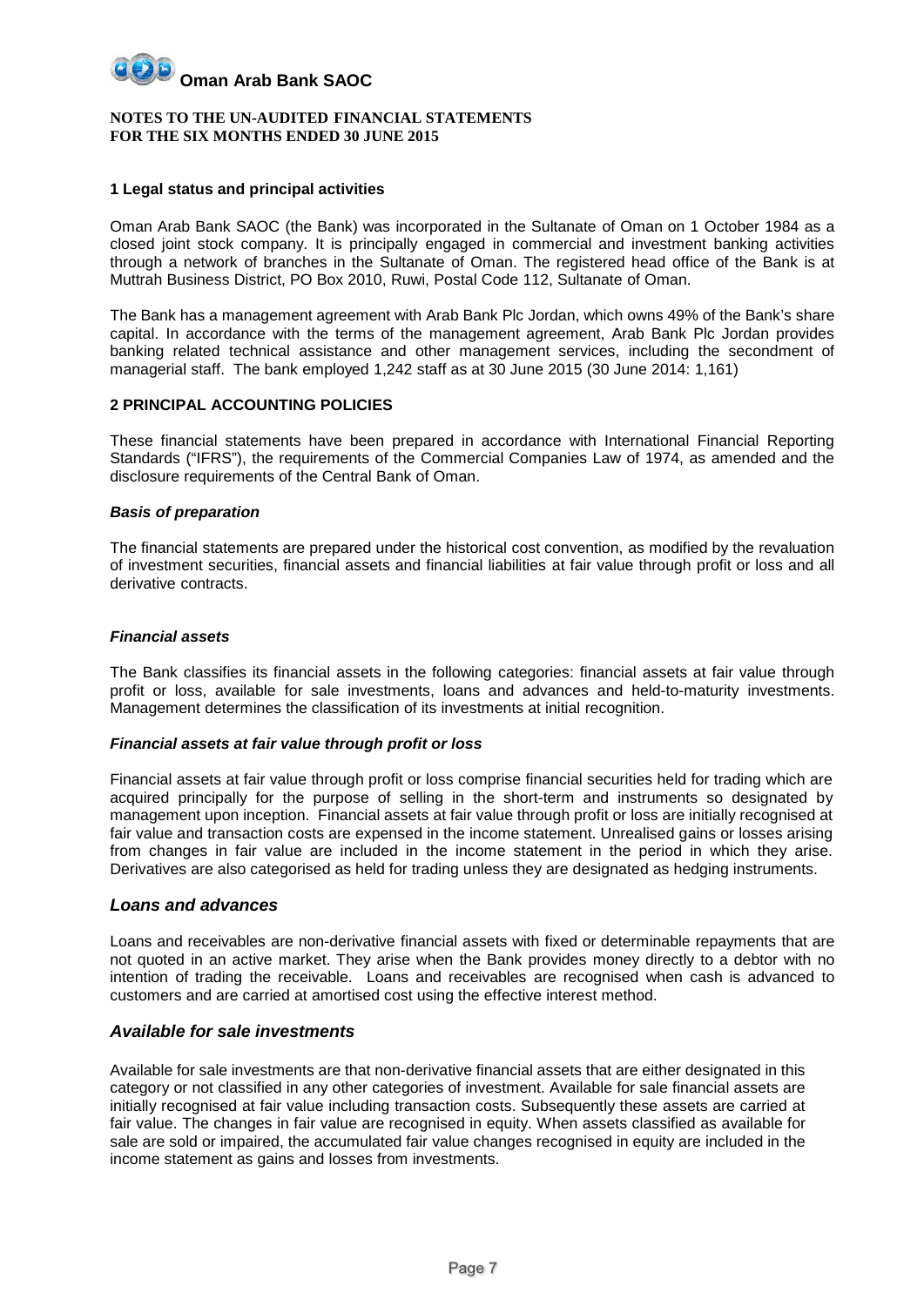**Oman Arab Bank SAOC**

**NOTES TO THE UN-AUDITED FINANCIAL STATEMENTS**
**FOR THE SIX MONTHS ENDED 30 JUNE 2015**

### 1 Legal status and principal activities

Oman Arab Bank SAOC (the Bank) was incorporated in the Sultanate of Oman on 1 October 1984 as a closed joint stock company. It is principally engaged in commercial and investment banking activities through a network of branches in the Sultanate of Oman. The registered head office of the Bank is at Muttrah Business District, PO Box 2010, Ruwi, Postal Code 112, Sultanate of Oman.

The Bank has a management agreement with Arab Bank Plc Jordan, which owns 49% of the Bank's share capital. In accordance with the terms of the management agreement, Arab Bank Plc Jordan provides banking related technical assistance and other management services, including the secondment of managerial staff. The bank employed 1,242 staff as at 30 June 2015 (30 June 2014: 1,161)

### 2 PRINCIPAL ACCOUNTING POLICIES

These financial statements have been prepared in accordance with International Financial Reporting Standards ("IFRS"), the requirements of the Commercial Companies Law of 1974, as amended and the disclosure requirements of the Central Bank of Oman.

#### *Basis of preparation*

The financial statements are prepared under the historical cost convention, as modified by the revaluation of investment securities, financial assets and financial liabilities at fair value through profit or loss and all derivative contracts.

#### *Financial assets*

The Bank classifies its financial assets in the following categories: financial assets at fair value through profit or loss, available for sale investments, loans and advances and held-to-maturity investments. Management determines the classification of its investments at initial recognition.

#### *Financial assets at fair value through profit or loss*

Financial assets at fair value through profit or loss comprise financial securities held for trading which are acquired principally for the purpose of selling in the short-term and instruments so designated by management upon inception. Financial assets at fair value through profit or loss are initially recognised at fair value and transaction costs are expensed in the income statement. Unrealised gains or losses arising from changes in fair value are included in the income statement in the period in which they arise. Derivatives are also categorised as held for trading unless they are designated as hedging instruments.

#### *Loans and advances*

Loans and receivables are non-derivative financial assets with fixed or determinable repayments that are not quoted in an active market. They arise when the Bank provides money directly to a debtor with no intention of trading the receivable. Loans and receivables are recognised when cash is advanced to customers and are carried at amortised cost using the effective interest method.

#### *Available for sale investments*

Available for sale investments are that non-derivative financial assets that are either designated in this category or not classified in any other categories of investment. Available for sale financial assets are initially recognised at fair value including transaction costs. Subsequently these assets are carried at fair value. The changes in fair value are recognised in equity. When assets classified as available for sale are sold or impaired, the accumulated fair value changes recognised in equity are included in the income statement as gains and losses from investments.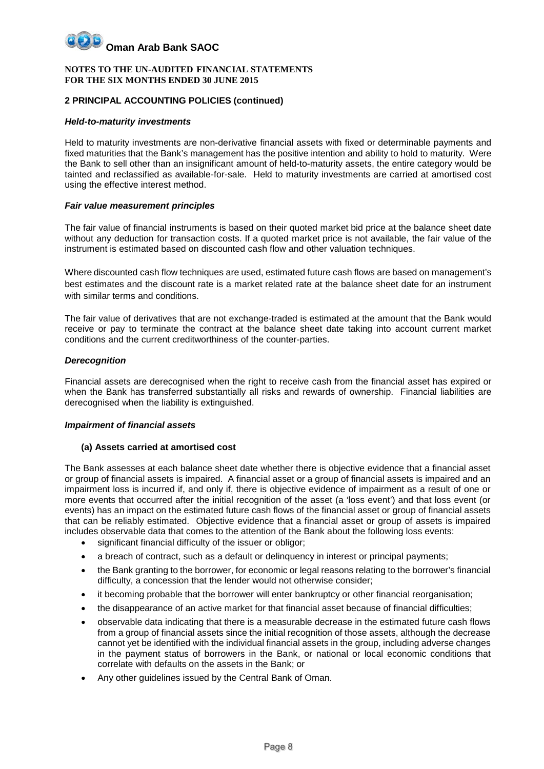**Oman Arab Bank SAOC**

**NOTES TO THE UN-AUDITED FINANCIAL STATEMENTS**
**FOR THE SIX MONTHS ENDED 30 JUNE 2015**

## 2 PRINCIPAL ACCOUNTING POLICIES (continued)

***Held-to-maturity investments***

Held to maturity investments are non-derivative financial assets with fixed or determinable payments and fixed maturities that the Bank's management has the positive intention and ability to hold to maturity. Were the Bank to sell other than an insignificant amount of held-to-maturity assets, the entire category would be tainted and reclassified as available-for-sale. Held to maturity investments are carried at amortised cost using the effective interest method.

***Fair value measurement principles***

The fair value of financial instruments is based on their quoted market bid price at the balance sheet date without any deduction for transaction costs. If a quoted market price is not available, the fair value of the instrument is estimated based on discounted cash flow and other valuation techniques.

Where discounted cash flow techniques are used, estimated future cash flows are based on management's best estimates and the discount rate is a market related rate at the balance sheet date for an instrument with similar terms and conditions.

The fair value of derivatives that are not exchange-traded is estimated at the amount that the Bank would receive or pay to terminate the contract at the balance sheet date taking into account current market conditions and the current creditworthiness of the counter-parties.

***Derecognition***

Financial assets are derecognised when the right to receive cash from the financial asset has expired or when the Bank has transferred substantially all risks and rewards of ownership. Financial liabilities are derecognised when the liability is extinguished.

***Impairment of financial assets***

**(a) Assets carried at amortised cost**

The Bank assesses at each balance sheet date whether there is objective evidence that a financial asset or group of financial assets is impaired. A financial asset or a group of financial assets is impaired and an impairment loss is incurred if, and only if, there is objective evidence of impairment as a result of one or more events that occurred after the initial recognition of the asset (a 'loss event') and that loss event (or events) has an impact on the estimated future cash flows of the financial asset or group of financial assets that can be reliably estimated. Objective evidence that a financial asset or group of assets is impaired includes observable data that comes to the attention of the Bank about the following loss events:

- significant financial difficulty of the issuer or obligor;
- a breach of contract, such as a default or delinquency in interest or principal payments;
- the Bank granting to the borrower, for economic or legal reasons relating to the borrower's financial difficulty, a concession that the lender would not otherwise consider;
- it becoming probable that the borrower will enter bankruptcy or other financial reorganisation;
- the disappearance of an active market for that financial asset because of financial difficulties;
- observable data indicating that there is a measurable decrease in the estimated future cash flows from a group of financial assets since the initial recognition of those assets, although the decrease cannot yet be identified with the individual financial assets in the group, including adverse changes in the payment status of borrowers in the Bank, or national or local economic conditions that correlate with defaults on the assets in the Bank; or
- Any other guidelines issued by the Central Bank of Oman.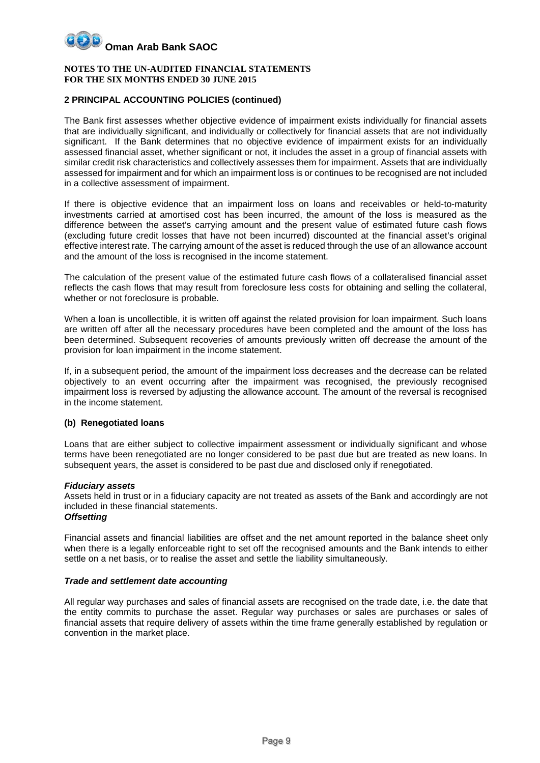**NOTES TO THE UN-AUDITED FINANCIAL STATEMENTS**
**FOR THE SIX MONTHS ENDED 30 JUNE 2015**

## 2 PRINCIPAL ACCOUNTING POLICIES (continued)

The Bank first assesses whether objective evidence of impairment exists individually for financial assets that are individually significant, and individually or collectively for financial assets that are not individually significant. If the Bank determines that no objective evidence of impairment exists for an individually assessed financial asset, whether significant or not, it includes the asset in a group of financial assets with similar credit risk characteristics and collectively assesses them for impairment. Assets that are individually assessed for impairment and for which an impairment loss is or continues to be recognised are not included in a collective assessment of impairment.

If there is objective evidence that an impairment loss on loans and receivables or held-to-maturity investments carried at amortised cost has been incurred, the amount of the loss is measured as the difference between the asset's carrying amount and the present value of estimated future cash flows (excluding future credit losses that have not been incurred) discounted at the financial asset's original effective interest rate. The carrying amount of the asset is reduced through the use of an allowance account and the amount of the loss is recognised in the income statement.

The calculation of the present value of the estimated future cash flows of a collateralised financial asset reflects the cash flows that may result from foreclosure less costs for obtaining and selling the collateral, whether or not foreclosure is probable.

When a loan is uncollectible, it is written off against the related provision for loan impairment. Such loans are written off after all the necessary procedures have been completed and the amount of the loss has been determined. Subsequent recoveries of amounts previously written off decrease the amount of the provision for loan impairment in the income statement.

If, in a subsequent period, the amount of the impairment loss decreases and the decrease can be related objectively to an event occurring after the impairment was recognised, the previously recognised impairment loss is reversed by adjusting the allowance account. The amount of the reversal is recognised in the income statement.

### (b) Renegotiated loans

Loans that are either subject to collective impairment assessment or individually significant and whose terms have been renegotiated are no longer considered to be past due but are treated as new loans. In subsequent years, the asset is considered to be past due and disclosed only if renegotiated.

### *Fiduciary assets*

Assets held in trust or in a fiduciary capacity are not treated as assets of the Bank and accordingly are not included in these financial statements.

### *Offsetting*

Financial assets and financial liabilities are offset and the net amount reported in the balance sheet only when there is a legally enforceable right to set off the recognised amounts and the Bank intends to either settle on a net basis, or to realise the asset and settle the liability simultaneously.

### *Trade and settlement date accounting*

All regular way purchases and sales of financial assets are recognised on the trade date, i.e. the date that the entity commits to purchase the asset. Regular way purchases or sales are purchases or sales of financial assets that require delivery of assets within the time frame generally established by regulation or convention in the market place.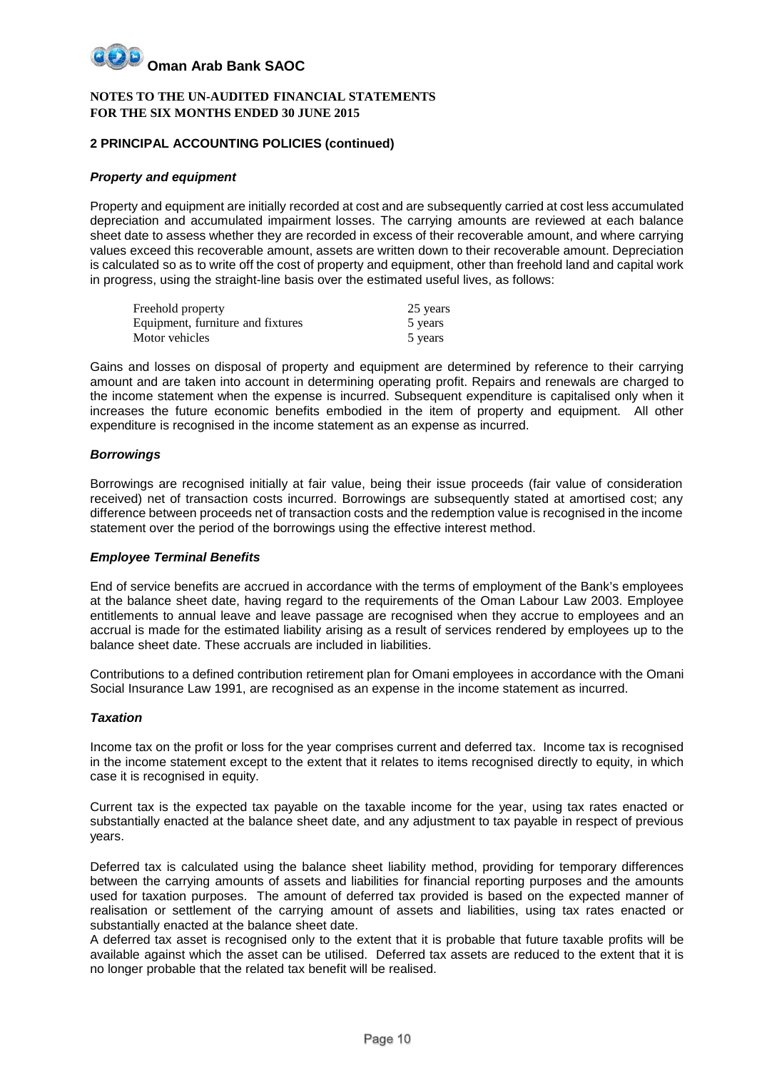**Oman Arab Bank SAOC**

**NOTES TO THE UN-AUDITED FINANCIAL STATEMENTS**
**FOR THE SIX MONTHS ENDED 30 JUNE 2015**

## 2 PRINCIPAL ACCOUNTING POLICIES (continued)

### *Property and equipment*

Property and equipment are initially recorded at cost and are subsequently carried at cost less accumulated depreciation and accumulated impairment losses. The carrying amounts are reviewed at each balance sheet date to assess whether they are recorded in excess of their recoverable amount, and where carrying values exceed this recoverable amount, assets are written down to their recoverable amount. Depreciation is calculated so as to write off the cost of property and equipment, other than freehold land and capital work in progress, using the straight-line basis over the estimated useful lives, as follows:

| | |
|---|---|
| Freehold property | 25 years |
| Equipment, furniture and fixtures | 5 years |
| Motor vehicles | 5 years |

Gains and losses on disposal of property and equipment are determined by reference to their carrying amount and are taken into account in determining operating profit. Repairs and renewals are charged to the income statement when the expense is incurred. Subsequent expenditure is capitalised only when it increases the future economic benefits embodied in the item of property and equipment. All other expenditure is recognised in the income statement as an expense as incurred.

### *Borrowings*

Borrowings are recognised initially at fair value, being their issue proceeds (fair value of consideration received) net of transaction costs incurred. Borrowings are subsequently stated at amortised cost; any difference between proceeds net of transaction costs and the redemption value is recognised in the income statement over the period of the borrowings using the effective interest method.

### *Employee Terminal Benefits*

End of service benefits are accrued in accordance with the terms of employment of the Bank's employees at the balance sheet date, having regard to the requirements of the Oman Labour Law 2003. Employee entitlements to annual leave and leave passage are recognised when they accrue to employees and an accrual is made for the estimated liability arising as a result of services rendered by employees up to the balance sheet date. These accruals are included in liabilities.

Contributions to a defined contribution retirement plan for Omani employees in accordance with the Omani Social Insurance Law 1991, are recognised as an expense in the income statement as incurred.

### *Taxation*

Income tax on the profit or loss for the year comprises current and deferred tax. Income tax is recognised in the income statement except to the extent that it relates to items recognised directly to equity, in which case it is recognised in equity.

Current tax is the expected tax payable on the taxable income for the year, using tax rates enacted or substantially enacted at the balance sheet date, and any adjustment to tax payable in respect of previous years.

Deferred tax is calculated using the balance sheet liability method, providing for temporary differences between the carrying amounts of assets and liabilities for financial reporting purposes and the amounts used for taxation purposes. The amount of deferred tax provided is based on the expected manner of realisation or settlement of the carrying amount of assets and liabilities, using tax rates enacted or substantially enacted at the balance sheet date.
A deferred tax asset is recognised only to the extent that it is probable that future taxable profits will be available against which the asset can be utilised. Deferred tax assets are reduced to the extent that it is no longer probable that the related tax benefit will be realised.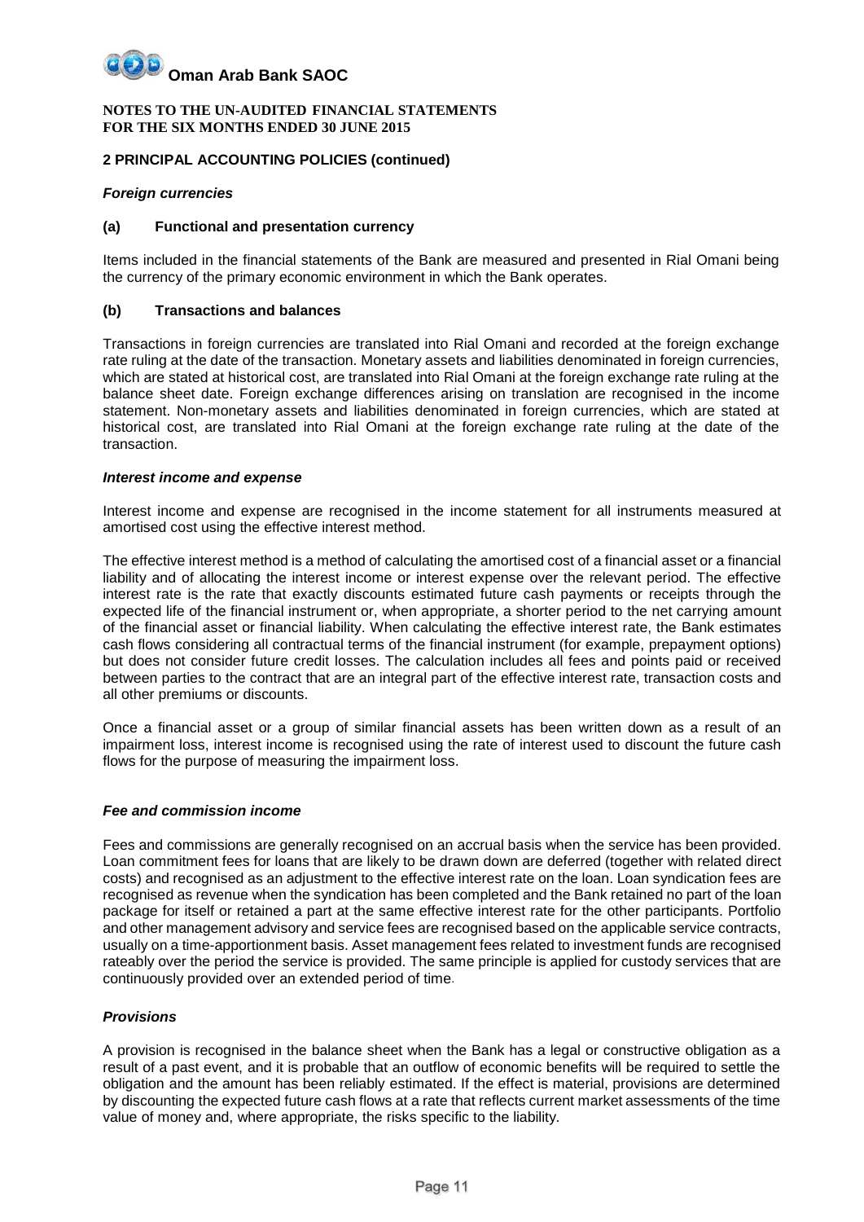**Oman Arab Bank SAOC**

**NOTES TO THE UN-AUDITED FINANCIAL STATEMENTS**
**FOR THE SIX MONTHS ENDED 30 JUNE 2015**

## 2 PRINCIPAL ACCOUNTING POLICIES (continued)

***Foreign currencies***

**(a) Functional and presentation currency**

Items included in the financial statements of the Bank are measured and presented in Rial Omani being the currency of the primary economic environment in which the Bank operates.

**(b) Transactions and balances**

Transactions in foreign currencies are translated into Rial Omani and recorded at the foreign exchange rate ruling at the date of the transaction. Monetary assets and liabilities denominated in foreign currencies, which are stated at historical cost, are translated into Rial Omani at the foreign exchange rate ruling at the balance sheet date. Foreign exchange differences arising on translation are recognised in the income statement. Non-monetary assets and liabilities denominated in foreign currencies, which are stated at historical cost, are translated into Rial Omani at the foreign exchange rate ruling at the date of the transaction.

***Interest income and expense***

Interest income and expense are recognised in the income statement for all instruments measured at amortised cost using the effective interest method.

The effective interest method is a method of calculating the amortised cost of a financial asset or a financial liability and of allocating the interest income or interest expense over the relevant period. The effective interest rate is the rate that exactly discounts estimated future cash payments or receipts through the expected life of the financial instrument or, when appropriate, a shorter period to the net carrying amount of the financial asset or financial liability. When calculating the effective interest rate, the Bank estimates cash flows considering all contractual terms of the financial instrument (for example, prepayment options) but does not consider future credit losses. The calculation includes all fees and points paid or received between parties to the contract that are an integral part of the effective interest rate, transaction costs and all other premiums or discounts.

Once a financial asset or a group of similar financial assets has been written down as a result of an impairment loss, interest income is recognised using the rate of interest used to discount the future cash flows for the purpose of measuring the impairment loss.

***Fee and commission income***

Fees and commissions are generally recognised on an accrual basis when the service has been provided. Loan commitment fees for loans that are likely to be drawn down are deferred (together with related direct costs) and recognised as an adjustment to the effective interest rate on the loan. Loan syndication fees are recognised as revenue when the syndication has been completed and the Bank retained no part of the loan package for itself or retained a part at the same effective interest rate for the other participants. Portfolio and other management advisory and service fees are recognised based on the applicable service contracts, usually on a time-apportionment basis. Asset management fees related to investment funds are recognised rateably over the period the service is provided. The same principle is applied for custody services that are continuously provided over an extended period of time.

***Provisions***

A provision is recognised in the balance sheet when the Bank has a legal or constructive obligation as a result of a past event, and it is probable that an outflow of economic benefits will be required to settle the obligation and the amount has been reliably estimated. If the effect is material, provisions are determined by discounting the expected future cash flows at a rate that reflects current market assessments of the time value of money and, where appropriate, the risks specific to the liability.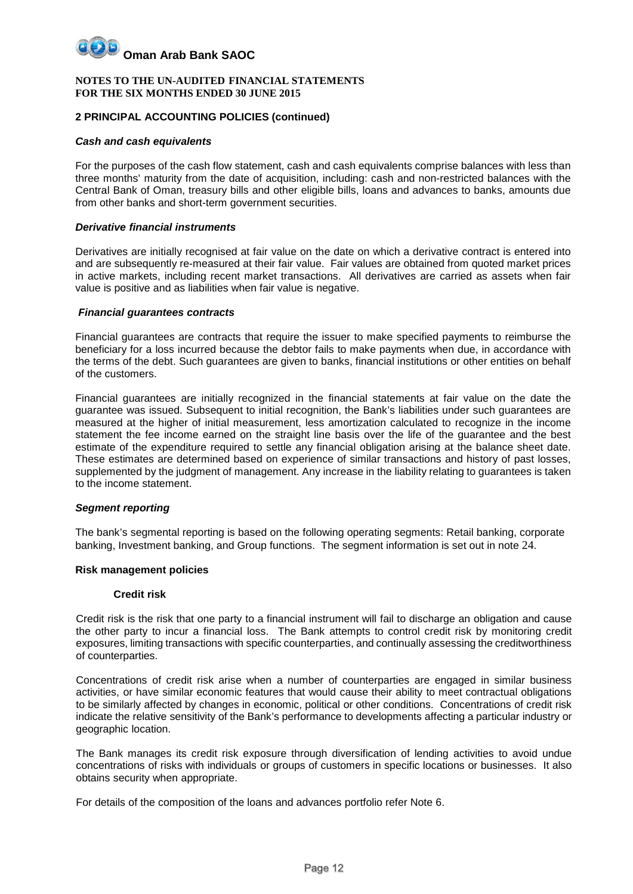**NOTES TO THE UN-AUDITED FINANCIAL STATEMENTS**
**FOR THE SIX MONTHS ENDED 30 JUNE 2015**

## 2 PRINCIPAL ACCOUNTING POLICIES (continued)

### *Cash and cash equivalents*

For the purposes of the cash flow statement, cash and cash equivalents comprise balances with less than three months' maturity from the date of acquisition, including: cash and non-restricted balances with the Central Bank of Oman, treasury bills and other eligible bills, loans and advances to banks, amounts due from other banks and short-term government securities.

### *Derivative financial instruments*

Derivatives are initially recognised at fair value on the date on which a derivative contract is entered into and are subsequently re-measured at their fair value. Fair values are obtained from quoted market prices in active markets, including recent market transactions. All derivatives are carried as assets when fair value is positive and as liabilities when fair value is negative.

### *Financial guarantees contracts*

Financial guarantees are contracts that require the issuer to make specified payments to reimburse the beneficiary for a loss incurred because the debtor fails to make payments when due, in accordance with the terms of the debt. Such guarantees are given to banks, financial institutions or other entities on behalf of the customers.

Financial guarantees are initially recognized in the financial statements at fair value on the date the guarantee was issued. Subsequent to initial recognition, the Bank's liabilities under such guarantees are measured at the higher of initial measurement, less amortization calculated to recognize in the income statement the fee income earned on the straight line basis over the life of the guarantee and the best estimate of the expenditure required to settle any financial obligation arising at the balance sheet date. These estimates are determined based on experience of similar transactions and history of past losses, supplemented by the judgment of management. Any increase in the liability relating to guarantees is taken to the income statement.

### *Segment reporting*

The bank's segmental reporting is based on the following operating segments: Retail banking, corporate banking, Investment banking, and Group functions. The segment information is set out in note 24.

### Risk management policies

#### Credit risk

Credit risk is the risk that one party to a financial instrument will fail to discharge an obligation and cause the other party to incur a financial loss. The Bank attempts to control credit risk by monitoring credit exposures, limiting transactions with specific counterparties, and continually assessing the creditworthiness of counterparties.

Concentrations of credit risk arise when a number of counterparties are engaged in similar business activities, or have similar economic features that would cause their ability to meet contractual obligations to be similarly affected by changes in economic, political or other conditions. Concentrations of credit risk indicate the relative sensitivity of the Bank's performance to developments affecting a particular industry or geographic location.

The Bank manages its credit risk exposure through diversification of lending activities to avoid undue concentrations of risks with individuals or groups of customers in specific locations or businesses. It also obtains security when appropriate.

For details of the composition of the loans and advances portfolio refer Note 6.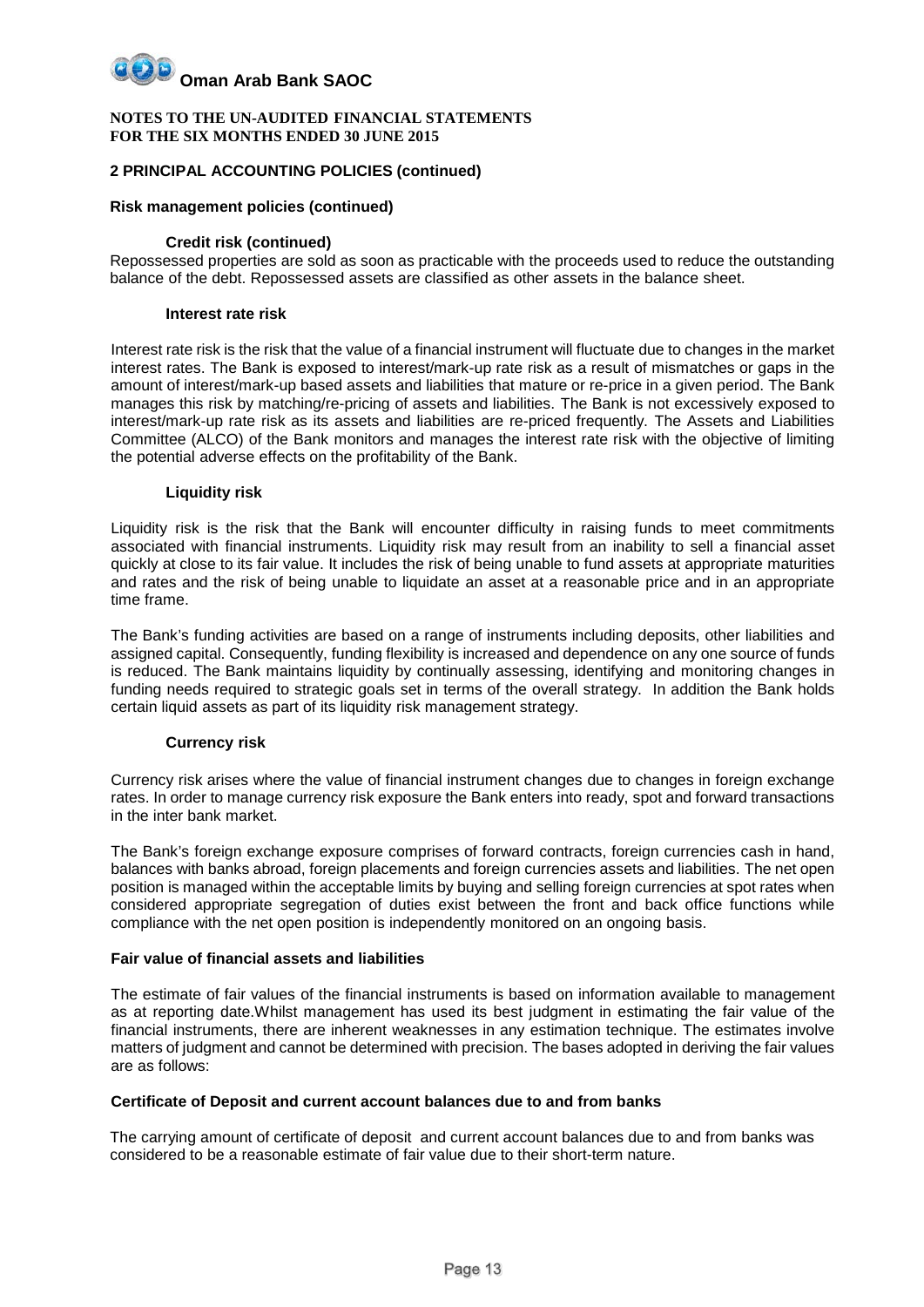**Oman Arab Bank SAOC**

**NOTES TO THE UN-AUDITED FINANCIAL STATEMENTS**
**FOR THE SIX MONTHS ENDED 30 JUNE 2015**

## 2 PRINCIPAL ACCOUNTING POLICIES (continued)

### Risk management policies (continued)

#### Credit risk (continued)

Repossessed properties are sold as soon as practicable with the proceeds used to reduce the outstanding balance of the debt. Repossessed assets are classified as other assets in the balance sheet.

#### Interest rate risk

Interest rate risk is the risk that the value of a financial instrument will fluctuate due to changes in the market interest rates. The Bank is exposed to interest/mark-up rate risk as a result of mismatches or gaps in the amount of interest/mark-up based assets and liabilities that mature or re-price in a given period. The Bank manages this risk by matching/re-pricing of assets and liabilities. The Bank is not excessively exposed to interest/mark-up rate risk as its assets and liabilities are re-priced frequently. The Assets and Liabilities Committee (ALCO) of the Bank monitors and manages the interest rate risk with the objective of limiting the potential adverse effects on the profitability of the Bank.

#### Liquidity risk

Liquidity risk is the risk that the Bank will encounter difficulty in raising funds to meet commitments associated with financial instruments. Liquidity risk may result from an inability to sell a financial asset quickly at close to its fair value. It includes the risk of being unable to fund assets at appropriate maturities and rates and the risk of being unable to liquidate an asset at a reasonable price and in an appropriate time frame.

The Bank's funding activities are based on a range of instruments including deposits, other liabilities and assigned capital. Consequently, funding flexibility is increased and dependence on any one source of funds is reduced. The Bank maintains liquidity by continually assessing, identifying and monitoring changes in funding needs required to strategic goals set in terms of the overall strategy. In addition the Bank holds certain liquid assets as part of its liquidity risk management strategy.

#### Currency risk

Currency risk arises where the value of financial instrument changes due to changes in foreign exchange rates. In order to manage currency risk exposure the Bank enters into ready, spot and forward transactions in the inter bank market.

The Bank's foreign exchange exposure comprises of forward contracts, foreign currencies cash in hand, balances with banks abroad, foreign placements and foreign currencies assets and liabilities. The net open position is managed within the acceptable limits by buying and selling foreign currencies at spot rates when considered appropriate segregation of duties exist between the front and back office functions while compliance with the net open position is independently monitored on an ongoing basis.

### Fair value of financial assets and liabilities

The estimate of fair values of the financial instruments is based on information available to management as at reporting date.Whilst management has used its best judgment in estimating the fair value of the financial instruments, there are inherent weaknesses in any estimation technique. The estimates involve matters of judgment and cannot be determined with precision. The bases adopted in deriving the fair values are as follows:

### Certificate of Deposit and current account balances due to and from banks

The carrying amount of certificate of deposit and current account balances due to and from banks was considered to be a reasonable estimate of fair value due to their short-term nature.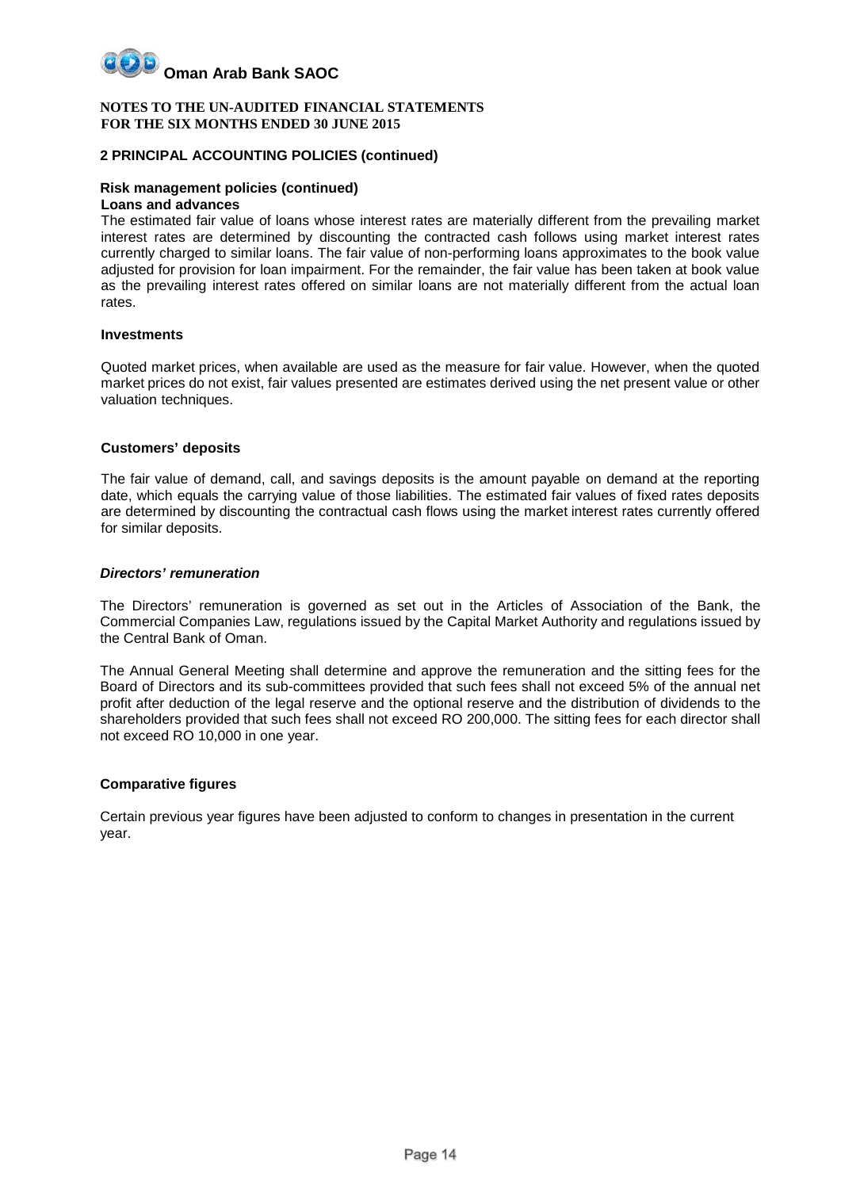**NOTES TO THE UN-AUDITED FINANCIAL STATEMENTS FOR THE SIX MONTHS ENDED 30 JUNE 2015**

## 2 PRINCIPAL ACCOUNTING POLICIES (continued)

### Risk management policies (continued)

**Loans and advances**

The estimated fair value of loans whose interest rates are materially different from the prevailing market interest rates are determined by discounting the contracted cash follows using market interest rates currently charged to similar loans. The fair value of non-performing loans approximates to the book value adjusted for provision for loan impairment. For the remainder, the fair value has been taken at book value as the prevailing interest rates offered on similar loans are not materially different from the actual loan rates.

**Investments**

Quoted market prices, when available are used as the measure for fair value. However, when the quoted market prices do not exist, fair values presented are estimates derived using the net present value or other valuation techniques.

**Customers' deposits**

The fair value of demand, call, and savings deposits is the amount payable on demand at the reporting date, which equals the carrying value of those liabilities. The estimated fair values of fixed rates deposits are determined by discounting the contractual cash flows using the market interest rates currently offered for similar deposits.

***Directors' remuneration***

The Directors' remuneration is governed as set out in the Articles of Association of the Bank, the Commercial Companies Law, regulations issued by the Capital Market Authority and regulations issued by the Central Bank of Oman.

The Annual General Meeting shall determine and approve the remuneration and the sitting fees for the Board of Directors and its sub-committees provided that such fees shall not exceed 5% of the annual net profit after deduction of the legal reserve and the optional reserve and the distribution of dividends to the shareholders provided that such fees shall not exceed RO 200,000. The sitting fees for each director shall not exceed RO 10,000 in one year.

**Comparative figures**

Certain previous year figures have been adjusted to conform to changes in presentation in the current year.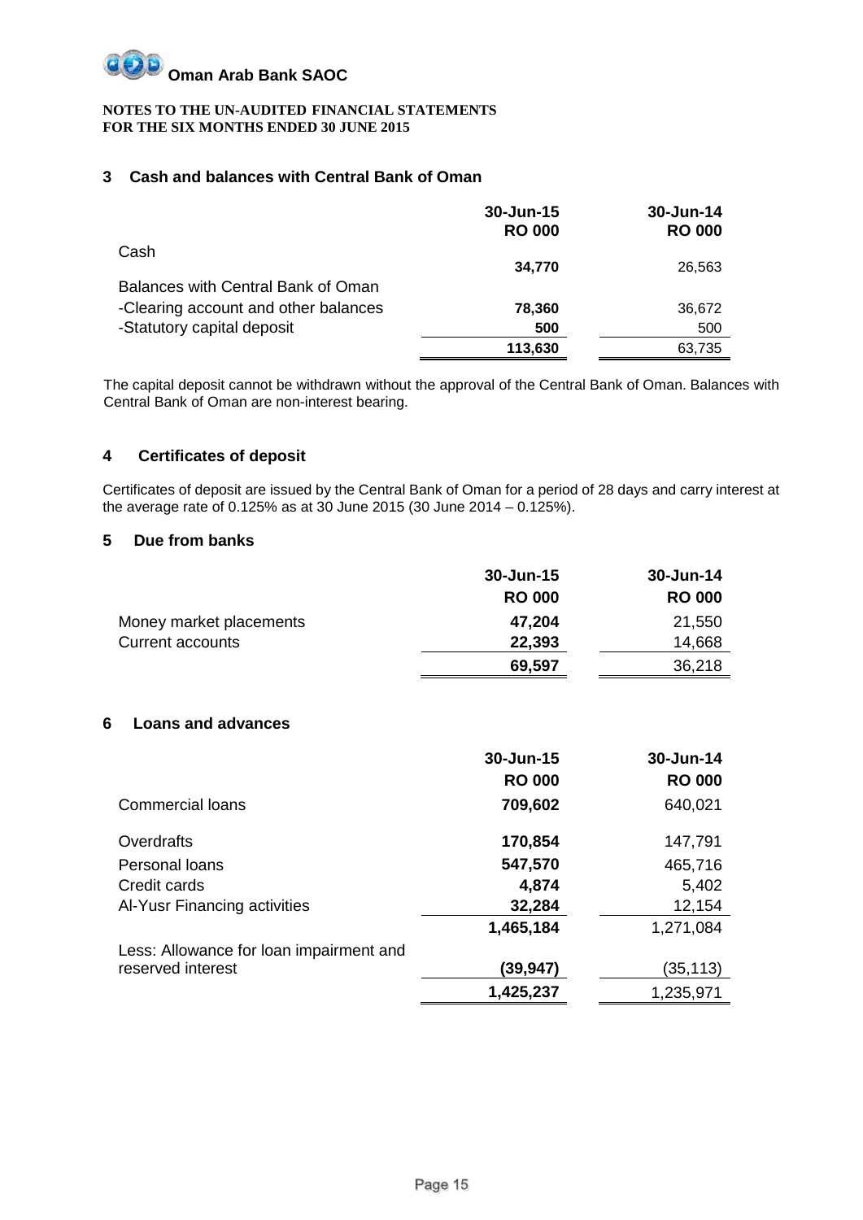**NOTES TO THE UN-AUDITED FINANCIAL STATEMENTS**
**FOR THE SIX MONTHS ENDED 30 JUNE 2015**

## 3 Cash and balances with Central Bank of Oman

| | 30-Jun-15 RO 000 | 30-Jun-14 RO 000 |
|---|---|---|
| Cash | **34,770** | 26,563 |
| Balances with Central Bank of Oman | | |
| -Clearing account and other balances | **78,360** | 36,672 |
| -Statutory capital deposit | **500** | 500 |
| | **113,630** | 63,735 |

The capital deposit cannot be withdrawn without the approval of the Central Bank of Oman. Balances with Central Bank of Oman are non-interest bearing.

## 4 Certificates of deposit

Certificates of deposit are issued by the Central Bank of Oman for a period of 28 days and carry interest at the average rate of 0.125% as at 30 June 2015 (30 June 2014 – 0.125%).

## 5 Due from banks

| | 30-Jun-15 RO 000 | 30-Jun-14 RO 000 |
|---|---|---|
| Money market placements | **47,204** | 21,550 |
| Current accounts | **22,393** | 14,668 |
| | **69,597** | 36,218 |

## 6 Loans and advances

| | 30-Jun-15 RO 000 | 30-Jun-14 RO 000 |
|---|---|---|
| Commercial loans | **709,602** | 640,021 |
| Overdrafts | **170,854** | 147,791 |
| Personal loans | **547,570** | 465,716 |
| Credit cards | **4,874** | 5,402 |
| Al-Yusr Financing activities | **32,284** | 12,154 |
| | **1,465,184** | 1,271,084 |
| Less: Allowance for loan impairment and reserved interest | **(39,947)** | (35,113) |
| | **1,425,237** | 1,235,971 |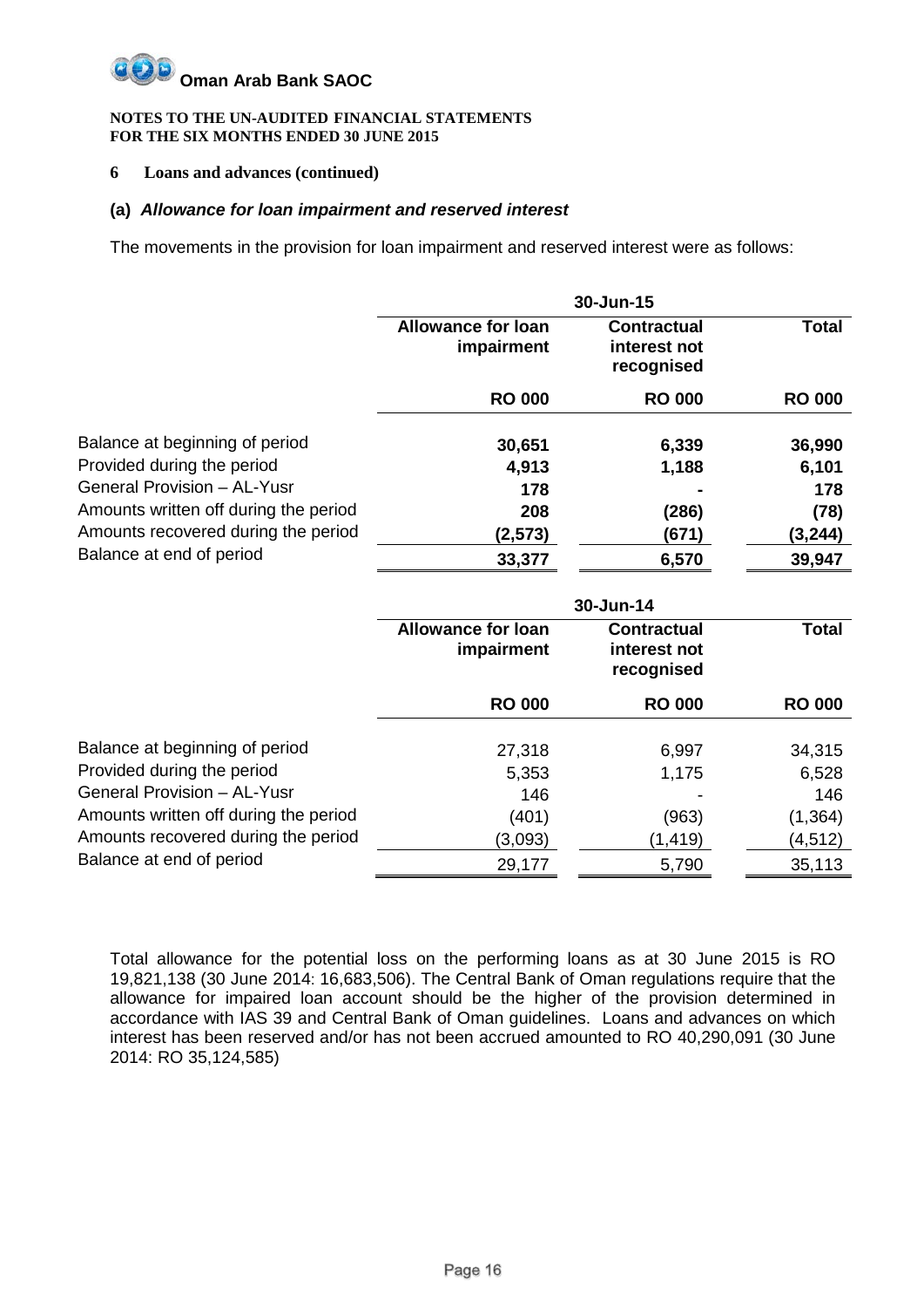**Oman Arab Bank SAOC**

**NOTES TO THE UN-AUDITED FINANCIAL STATEMENTS**
**FOR THE SIX MONTHS ENDED 30 JUNE 2015**

**6 Loans and advances (continued)**

**(a) *Allowance for loan impairment and reserved interest***

The movements in the provision for loan impairment and reserved interest were as follows:

| | 30-Jun-15 | | |
|---|---|---|---|
| | **Allowance for loan impairment** | **Contractual interest not recognised** | **Total** |
| | **RO 000** | **RO 000** | **RO 000** |
| Balance at beginning of period | **30,651** | **6,339** | **36,990** |
| Provided during the period | **4,913** | **1,188** | **6,101** |
| General Provision – AL-Yusr | **178** | **-** | **178** |
| Amounts written off during the period | **208** | **(286)** | **(78)** |
| Amounts recovered during the period | **(2,573)** | **(671)** | **(3,244)** |
| Balance at end of period | **33,377** | **6,570** | **39,947** |

| | 30-Jun-14 | | |
|---|---|---|---|
| | **Allowance for loan impairment** | **Contractual interest not recognised** | **Total** |
| | **RO 000** | **RO 000** | **RO 000** |
| Balance at beginning of period | 27,318 | 6,997 | 34,315 |
| Provided during the period | 5,353 | 1,175 | 6,528 |
| General Provision – AL-Yusr | 146 | - | 146 |
| Amounts written off during the period | (401) | (963) | (1,364) |
| Amounts recovered during the period | (3,093) | (1,419) | (4,512) |
| Balance at end of period | 29,177 | 5,790 | 35,113 |

Total allowance for the potential loss on the performing loans as at 30 June 2015 is RO 19,821,138 (30 June 2014: 16,683,506). The Central Bank of Oman regulations require that the allowance for impaired loan account should be the higher of the provision determined in accordance with IAS 39 and Central Bank of Oman guidelines. Loans and advances on which interest has been reserved and/or has not been accrued amounted to RO 40,290,091 (30 June 2014: RO 35,124,585)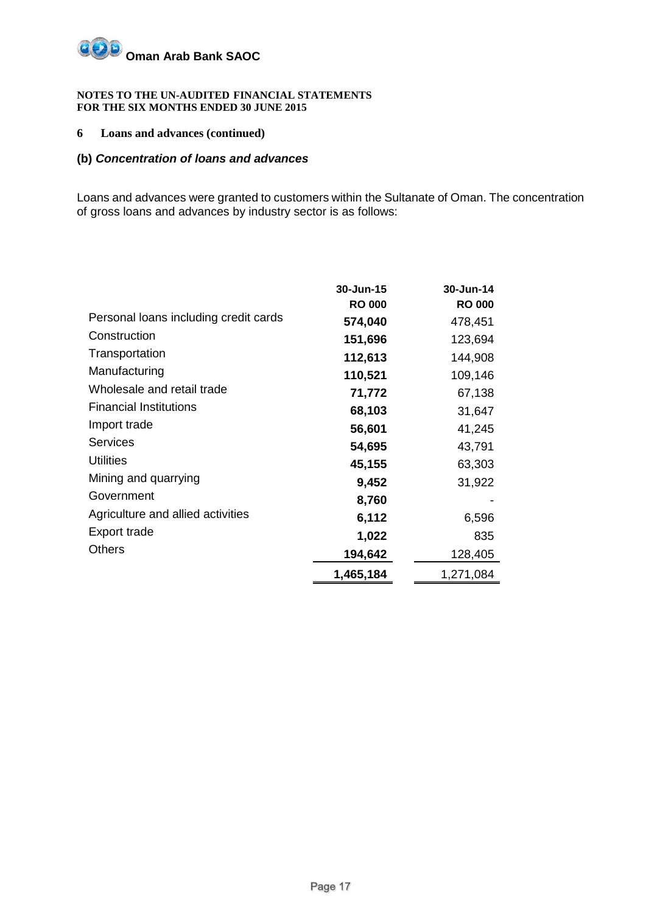**NOTES TO THE UN-AUDITED FINANCIAL STATEMENTS**
**FOR THE SIX MONTHS ENDED 30 JUNE 2015**

## 6 Loans and advances (continued)

### (b) *Concentration of loans and advances*

Loans and advances were granted to customers within the Sultanate of Oman. The concentration of gross loans and advances by industry sector is as follows:

| | 30-Jun-15 | 30-Jun-14 |
|---|---|---|
| | RO 000 | RO 000 |
| Personal loans including credit cards | **574,040** | 478,451 |
| Construction | **151,696** | 123,694 |
| Transportation | **112,613** | 144,908 |
| Manufacturing | **110,521** | 109,146 |
| Wholesale and retail trade | **71,772** | 67,138 |
| Financial Institutions | **68,103** | 31,647 |
| Import trade | **56,601** | 41,245 |
| Services | **54,695** | 43,791 |
| Utilities | **45,155** | 63,303 |
| Mining and quarrying | **9,452** | 31,922 |
| Government | **8,760** | - |
| Agriculture and allied activities | **6,112** | 6,596 |
| Export trade | **1,022** | 835 |
| Others | **194,642** | 128,405 |
| | **1,465,184** | 1,271,084 |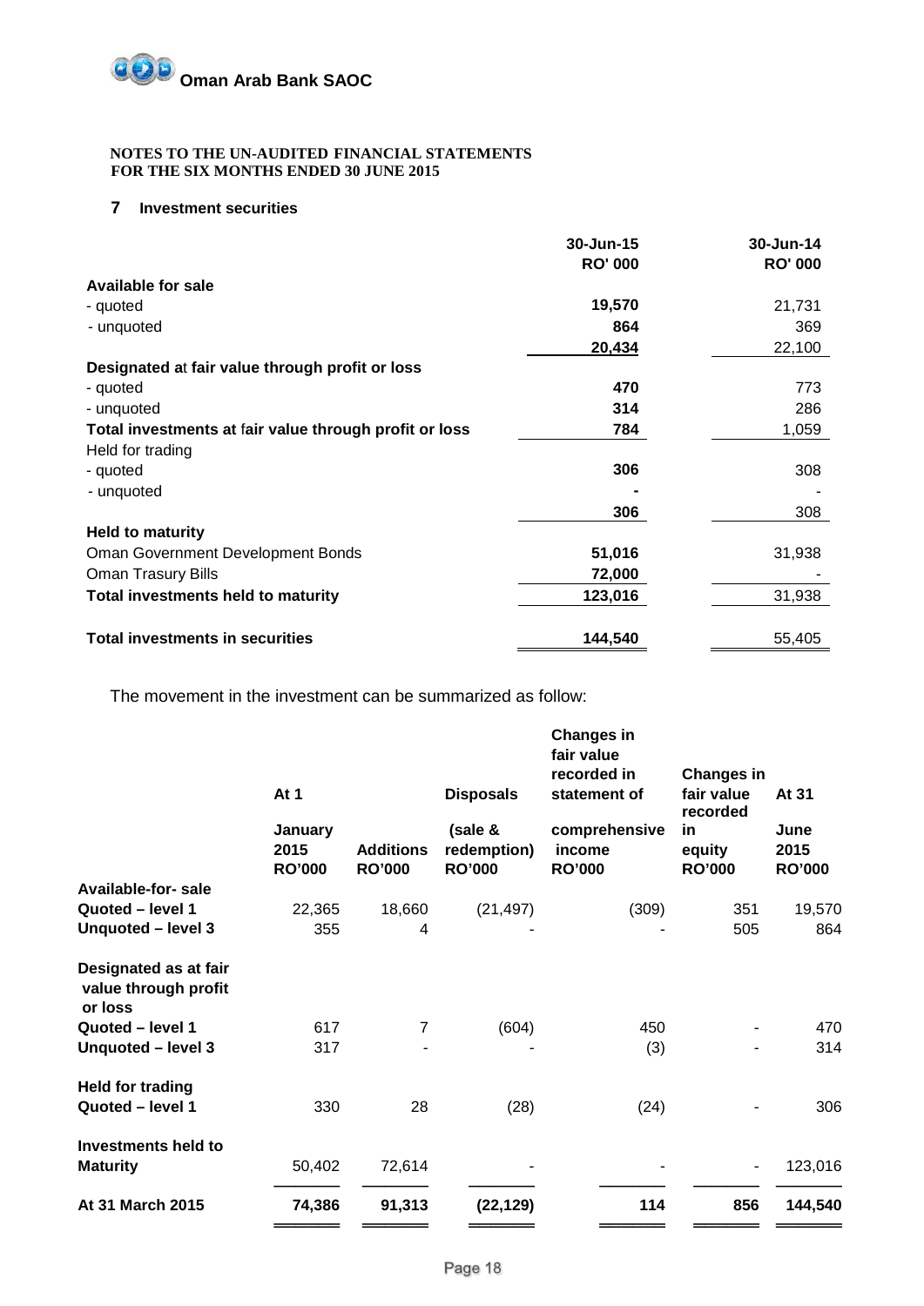**Oman Arab Bank SAOC**

**NOTES TO THE UN-AUDITED FINANCIAL STATEMENTS**
**FOR THE SIX MONTHS ENDED 30 JUNE 2015**

## 7 Investment securities

| | 30-Jun-15<br>RO' 000 | 30-Jun-14<br>RO' 000 |
|---|---|---|
| **Available for sale** | | |
| - quoted | **19,570** | 21,731 |
| - unquoted | **864** | 369 |
| | **20,434** | 22,100 |
| **Designated at fair value through profit or loss** | | |
| - quoted | **470** | 773 |
| - unquoted | **314** | 286 |
| **Total investments at fair value through profit or loss** | **784** | 1,059 |
| Held for trading | | |
| - quoted | **306** | 308 |
| - unquoted | **-** | - |
| | **306** | 308 |
| **Held to maturity** | | |
| Oman Government Development Bonds | **51,016** | 31,938 |
| Oman Trasury Bills | **72,000** | - |
| **Total investments held to maturity** | **123,016** | 31,938 |
| **Total investments in securities** | **144,540** | 55,405 |

The movement in the investment can be summarized as follow:

| | At 1 January 2015<br>RO'000 | Additions<br>RO'000 | Disposals (sale & redemption)<br>RO'000 | Changes in fair value recorded in statement of comprehensive income<br>RO'000 | Changes in fair value recorded in equity<br>RO'000 | At 31 June 2015<br>RO'000 |
|---|---|---|---|---|---|---|
| **Available-for- sale** | | | | | | |
| **Quoted – level 1** | 22,365 | 18,660 | (21,497) | (309) | 351 | 19,570 |
| **Unquoted – level 3** | 355 | 4 | - | - | 505 | 864 |
| **Designated as at fair value through profit or loss** | | | | | | |
| **Quoted – level 1** | 617 | 7 | (604) | 450 | - | 470 |
| **Unquoted – level 3** | 317 | - | - | (3) | - | 314 |
| **Held for trading** | | | | | | |
| **Quoted – level 1** | 330 | 28 | (28) | (24) | - | 306 |
| **Investments held to Maturity** | 50,402 | 72,614 | - | - | - | 123,016 |
| **At 31 March 2015** | **74,386** | **91,313** | **(22,129)** | **114** | **856** | **144,540** |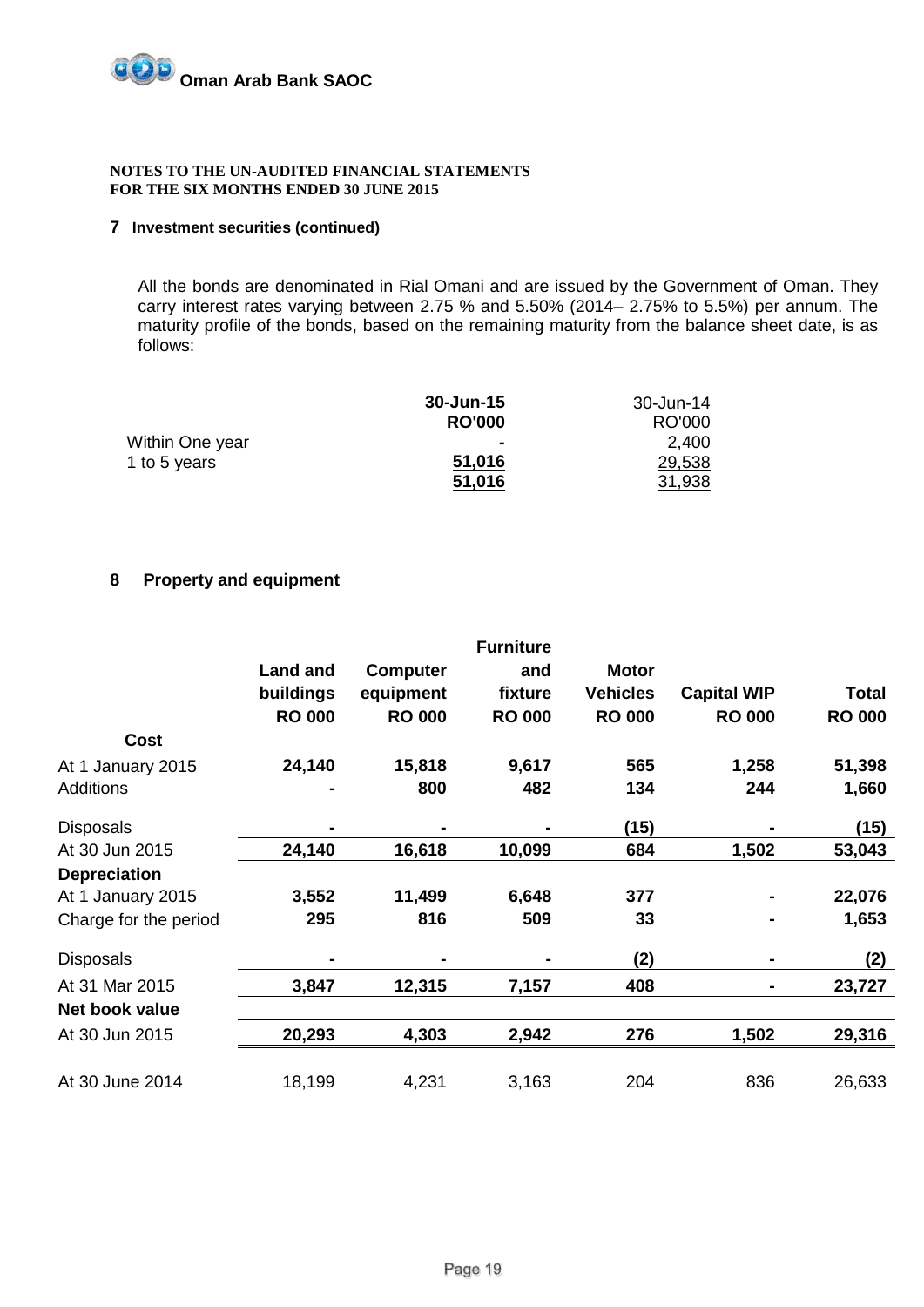**NOTES TO THE UN-AUDITED FINANCIAL STATEMENTS**
**FOR THE SIX MONTHS ENDED 30 JUNE 2015**

## 7 Investment securities (continued)

All the bonds are denominated in Rial Omani and are issued by the Government of Oman. They carry interest rates varying between 2.75 % and 5.50% (2014– 2.75% to 5.5%) per annum. The maturity profile of the bonds, based on the remaining maturity from the balance sheet date, is as follows:

| | 30-Jun-15 | 30-Jun-14 |
|---|---|---|
| | RO'000 | RO'000 |
| Within One year | - | 2,400 |
| 1 to 5 years | 51,016 | 29,538 |
| | 51,016 | 31,938 |

## 8 Property and equipment

| | Land and buildings | Computer equipment | Furniture and fixture | Motor Vehicles | Capital WIP | Total |
|---|---|---|---|---|---|---|
| | RO 000 | RO 000 | RO 000 | RO 000 | RO 000 | RO 000 |
| **Cost** | | | | | | |
| At 1 January 2015 | 24,140 | 15,818 | 9,617 | 565 | 1,258 | 51,398 |
| Additions | - | 800 | 482 | 134 | 244 | 1,660 |
| Disposals | - | - | - | (15) | - | (15) |
| At 30 Jun 2015 | 24,140 | 16,618 | 10,099 | 684 | 1,502 | 53,043 |
| **Depreciation** | | | | | | |
| At 1 January 2015 | 3,552 | 11,499 | 6,648 | 377 | - | 22,076 |
| Charge for the period | 295 | 816 | 509 | 33 | - | 1,653 |
| Disposals | - | - | - | (2) | - | (2) |
| At 31 Mar 2015 | 3,847 | 12,315 | 7,157 | 408 | - | 23,727 |
| **Net book value** | | | | | | |
| At 30 Jun 2015 | 20,293 | 4,303 | 2,942 | 276 | 1,502 | 29,316 |
| At 30 June 2014 | 18,199 | 4,231 | 3,163 | 204 | 836 | 26,633 |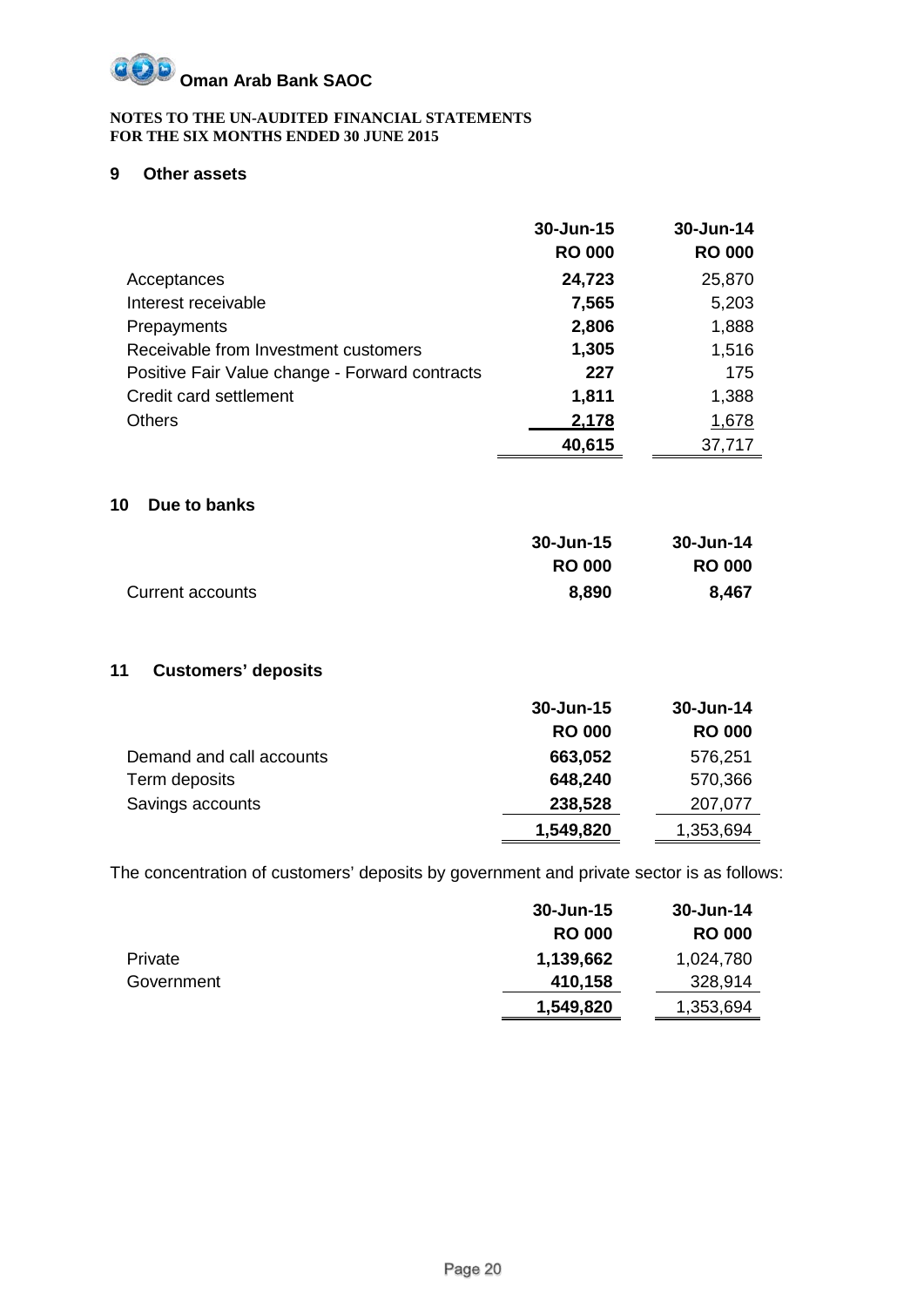**Oman Arab Bank SAOC**

**NOTES TO THE UN-AUDITED FINANCIAL STATEMENTS**
**FOR THE SIX MONTHS ENDED 30 JUNE 2015**

## 9 Other assets

| | 30-Jun-15 | 30-Jun-14 |
|---|---|---|
| | RO 000 | RO 000 |
| Acceptances | **24,723** | 25,870 |
| Interest receivable | **7,565** | 5,203 |
| Prepayments | **2,806** | 1,888 |
| Receivable from Investment customers | **1,305** | 1,516 |
| Positive Fair Value change - Forward contracts | **227** | 175 |
| Credit card settlement | **1,811** | 1,388 |
| Others | **2,178** | 1,678 |
| | **40,615** | 37,717 |

## 10 Due to banks

| | 30-Jun-15 | 30-Jun-14 |
|---|---|---|
| | RO 000 | RO 000 |
| Current accounts | **8,890** | **8,467** |

## 11 Customers' deposits

| | 30-Jun-15 | 30-Jun-14 |
|---|---|---|
| | RO 000 | RO 000 |
| Demand and call accounts | **663,052** | 576,251 |
| Term deposits | **648,240** | 570,366 |
| Savings accounts | **238,528** | 207,077 |
| | **1,549,820** | 1,353,694 |

The concentration of customers' deposits by government and private sector is as follows:

| | 30-Jun-15 | 30-Jun-14 |
|---|---|---|
| | RO 000 | RO 000 |
| Private | **1,139,662** | 1,024,780 |
| Government | **410,158** | 328,914 |
| | **1,549,820** | 1,353,694 |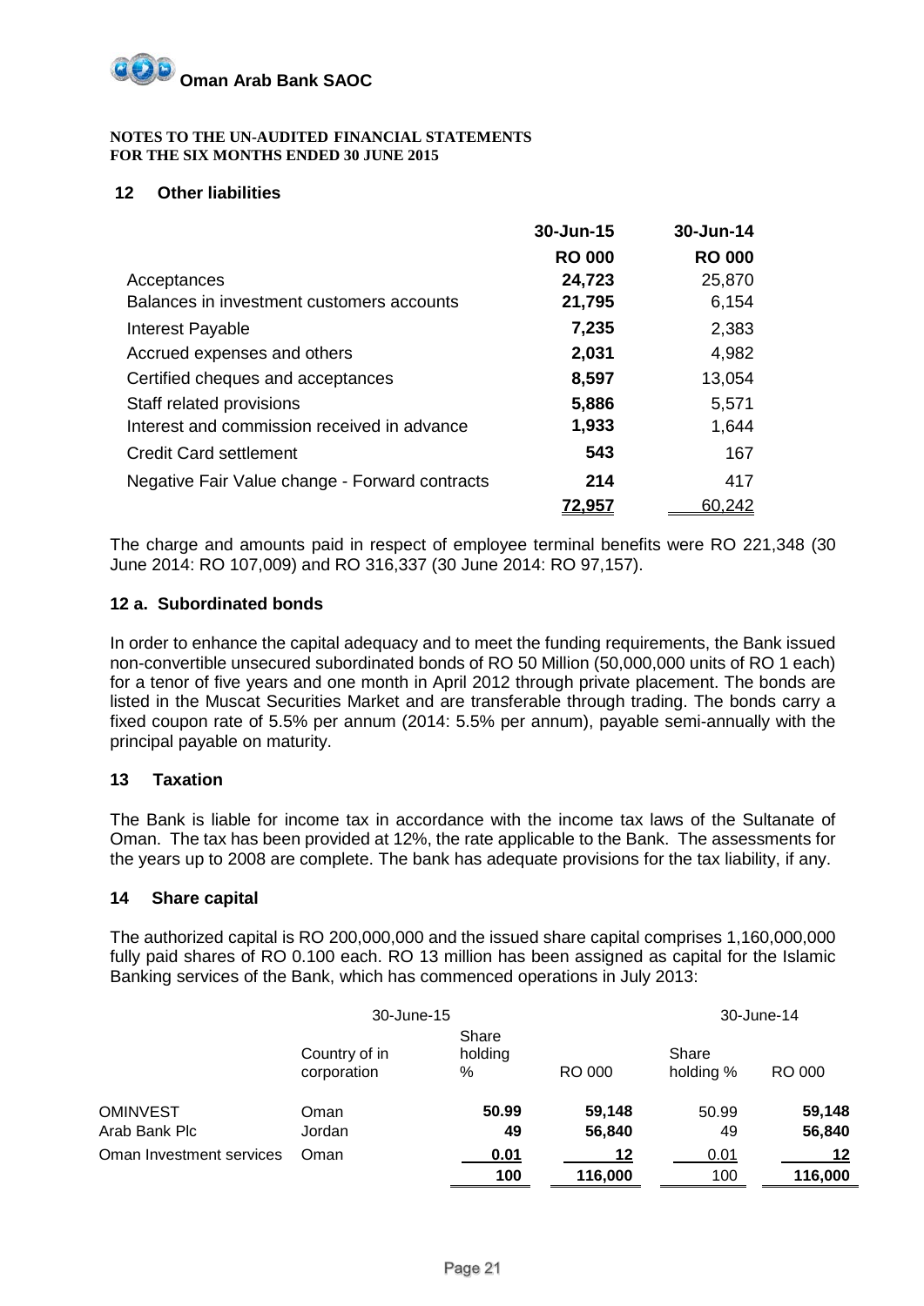**Oman Arab Bank SAOC**

**NOTES TO THE UN-AUDITED FINANCIAL STATEMENTS**
**FOR THE SIX MONTHS ENDED 30 JUNE 2015**

## 12 Other liabilities

| | 30-Jun-15 | 30-Jun-14 |
|---|---|---|
| | **RO 000** | **RO 000** |
| Acceptances | **24,723** | 25,870 |
| Balances in investment customers accounts | **21,795** | 6,154 |
| Interest Payable | **7,235** | 2,383 |
| Accrued expenses and others | **2,031** | 4,982 |
| Certified cheques and acceptances | **8,597** | 13,054 |
| Staff related provisions | **5,886** | 5,571 |
| Interest and commission received in advance | **1,933** | 1,644 |
| Credit Card settlement | **543** | 167 |
| Negative Fair Value change - Forward contracts | **214** | 417 |
| | **72,957** | 60,242 |

The charge and amounts paid in respect of employee terminal benefits were RO 221,348 (30 June 2014: RO 107,009) and RO 316,337 (30 June 2014: RO 97,157).

## 12 a. Subordinated bonds

In order to enhance the capital adequacy and to meet the funding requirements, the Bank issued non-convertible unsecured subordinated bonds of RO 50 Million (50,000,000 units of RO 1 each) for a tenor of five years and one month in April 2012 through private placement. The bonds are listed in the Muscat Securities Market and are transferable through trading. The bonds carry a fixed coupon rate of 5.5% per annum (2014: 5.5% per annum), payable semi-annually with the principal payable on maturity.

## 13 Taxation

The Bank is liable for income tax in accordance with the income tax laws of the Sultanate of Oman. The tax has been provided at 12%, the rate applicable to the Bank. The assessments for the years up to 2008 are complete. The bank has adequate provisions for the tax liability, if any.

## 14 Share capital

The authorized capital is RO 200,000,000 and the issued share capital comprises 1,160,000,000 fully paid shares of RO 0.100 each. RO 13 million has been assigned as capital for the Islamic Banking services of the Bank, which has commenced operations in July 2013:

| | 30-June-15 | | | 30-June-14 | |
|---|---|---|---|---|---|
| | Country of in corporation | Share holding % | RO 000 | Share holding % | RO 000 |
| OMINVEST | Oman | **50.99** | **59,148** | 50.99 | **59,148** |
| Arab Bank Plc | Jordan | **49** | **56,840** | 49 | **56,840** |
| Oman Investment services | Oman | **0.01** | **12** | 0.01 | **12** |
| | | **100** | **116,000** | 100 | **116,000** |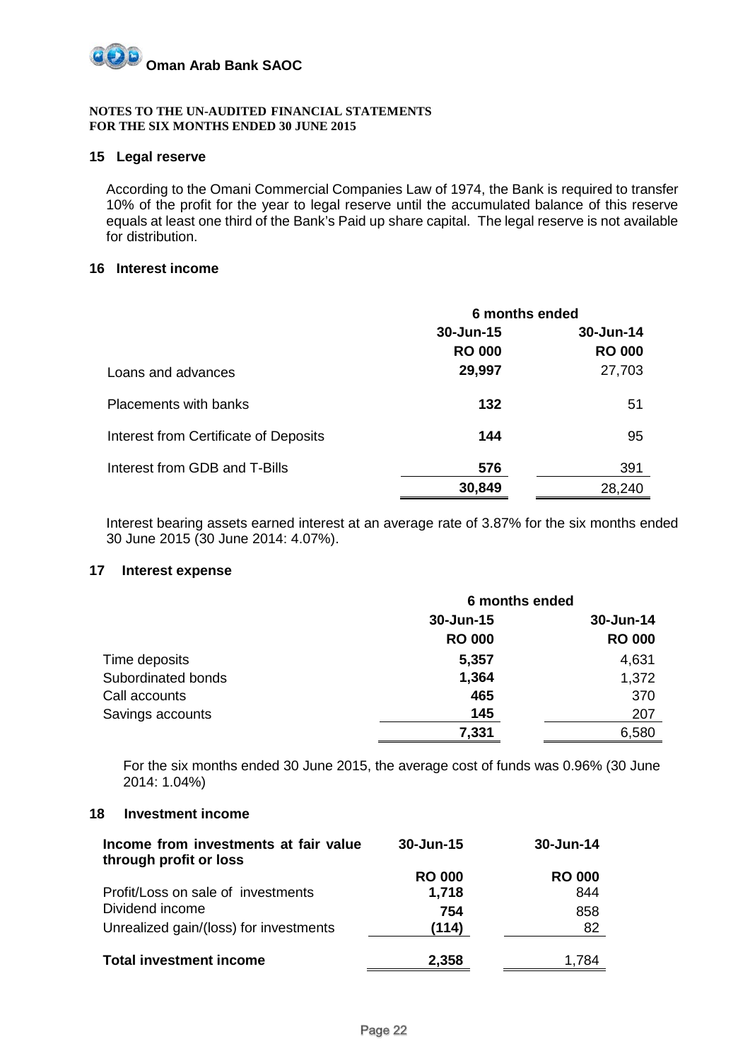**Oman Arab Bank SAOC**

**NOTES TO THE UN-AUDITED FINANCIAL STATEMENTS**
**FOR THE SIX MONTHS ENDED 30 JUNE 2015**

## 15 Legal reserve

According to the Omani Commercial Companies Law of 1974, the Bank is required to transfer 10% of the profit for the year to legal reserve until the accumulated balance of this reserve equals at least one third of the Bank's Paid up share capital. The legal reserve is not available for distribution.

## 16 Interest income

| | 6 months ended | |
|---|---|---|
| | **30-Jun-15** | **30-Jun-14** |
| | **RO 000** | **RO 000** |
| Loans and advances | **29,997** | 27,703 |
| Placements with banks | **132** | 51 |
| Interest from Certificate of Deposits | **144** | 95 |
| Interest from GDB and T-Bills | **576** | 391 |
| | **30,849** | 28,240 |

Interest bearing assets earned interest at an average rate of 3.87% for the six months ended 30 June 2015 (30 June 2014: 4.07%).

## 17 Interest expense

| | 6 months ended | |
|---|---|---|
| | **30-Jun-15** | **30-Jun-14** |
| | **RO 000** | **RO 000** |
| Time deposits | **5,357** | 4,631 |
| Subordinated bonds | **1,364** | 1,372 |
| Call accounts | **465** | 370 |
| Savings accounts | **145** | 207 |
| | **7,331** | 6,580 |

For the six months ended 30 June 2015, the average cost of funds was 0.96% (30 June 2014: 1.04%)

## 18 Investment income

| **Income from investments at fair value through profit or loss** | **30-Jun-15** | **30-Jun-14** |
|---|---|---|
| | **RO 000** | **RO 000** |
| Profit/Loss on sale of investments | **1,718** | 844 |
| Dividend income | **754** | 858 |
| Unrealized gain/(loss) for investments | **(114)** | 82 |
| **Total investment income** | **2,358** | 1,784 |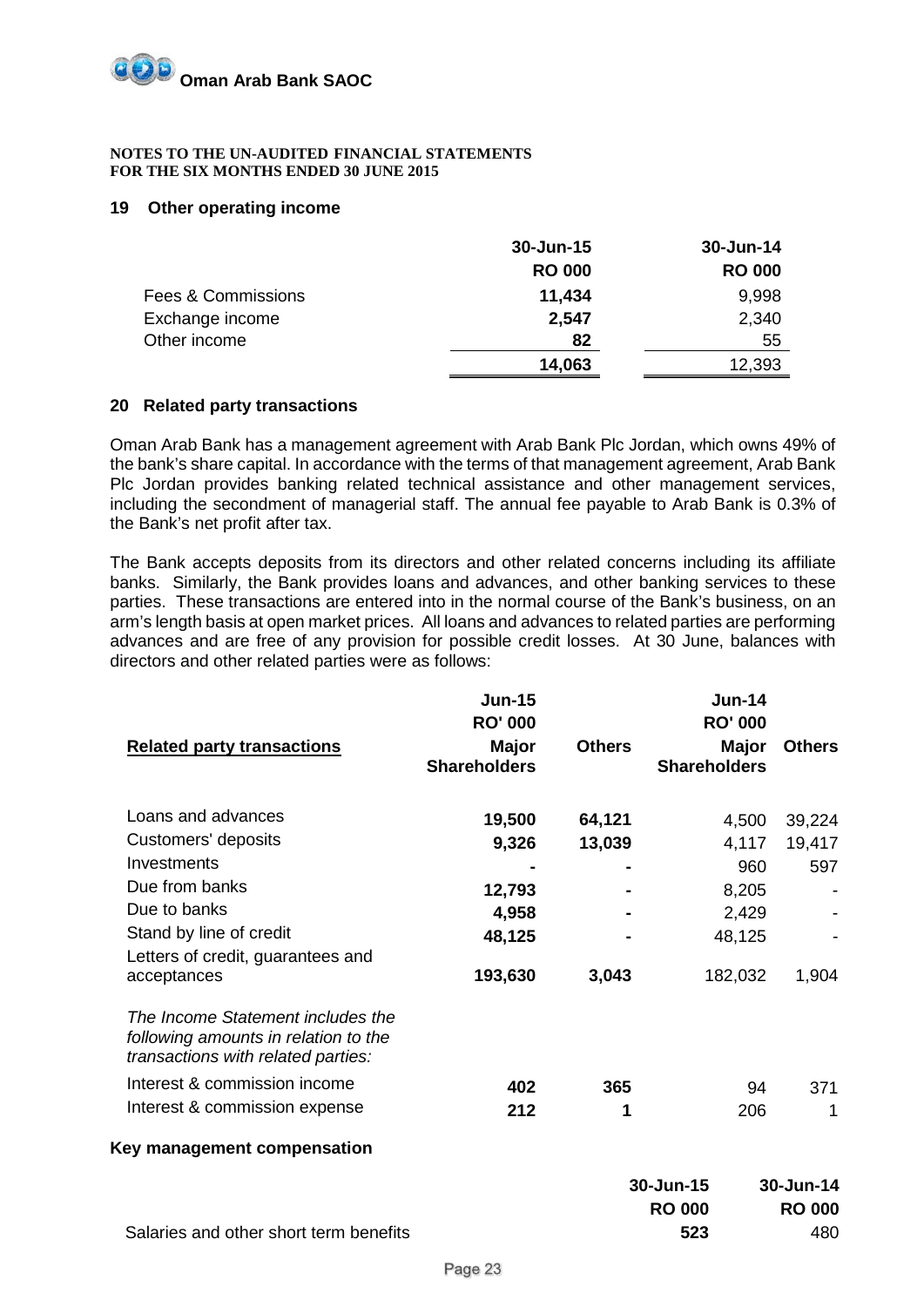**Oman Arab Bank SAOC**

**NOTES TO THE UN-AUDITED FINANCIAL STATEMENTS**
**FOR THE SIX MONTHS ENDED 30 JUNE 2015**

## 19 Other operating income

| | 30-Jun-15 | 30-Jun-14 |
|---|---|---|
| | RO 000 | RO 000 |
| Fees & Commissions | **11,434** | 9,998 |
| Exchange income | **2,547** | 2,340 |
| Other income | **82** | 55 |
| | **14,063** | 12,393 |

## 20 Related party transactions

Oman Arab Bank has a management agreement with Arab Bank Plc Jordan, which owns 49% of the bank's share capital. In accordance with the terms of that management agreement, Arab Bank Plc Jordan provides banking related technical assistance and other management services, including the secondment of managerial staff. The annual fee payable to Arab Bank is 0.3% of the Bank's net profit after tax.

The Bank accepts deposits from its directors and other related concerns including its affiliate banks. Similarly, the Bank provides loans and advances, and other banking services to these parties. These transactions are entered into in the normal course of the Bank's business, on an arm's length basis at open market prices. All loans and advances to related parties are performing advances and are free of any provision for possible credit losses. At 30 June, balances with directors and other related parties were as follows:

| | Jun-15 | | Jun-14 | |
|---|---|---|---|---|
| | RO' 000 | | RO' 000 | |
| **Related party transactions** | Major Shareholders | Others | Major Shareholders | Others |
| Loans and advances | **19,500** | **64,121** | 4,500 | 39,224 |
| Customers' deposits | **9,326** | **13,039** | 4,117 | 19,417 |
| Investments | **-** | **-** | 960 | 597 |
| Due from banks | **12,793** | **-** | 8,205 | - |
| Due to banks | **4,958** | **-** | 2,429 | - |
| Stand by line of credit | **48,125** | **-** | 48,125 | - |
| Letters of credit, guarantees and acceptances | **193,630** | **3,043** | 182,032 | 1,904 |
| *The Income Statement includes the following amounts in relation to the transactions with related parties:* | | | | |
| Interest & commission income | **402** | **365** | 94 | 371 |
| Interest & commission expense | **212** | **1** | 206 | 1 |

### Key management compensation

| | 30-Jun-15 | 30-Jun-14 |
|---|---|---|
| | RO 000 | RO 000 |
| Salaries and other short term benefits | **523** | 480 |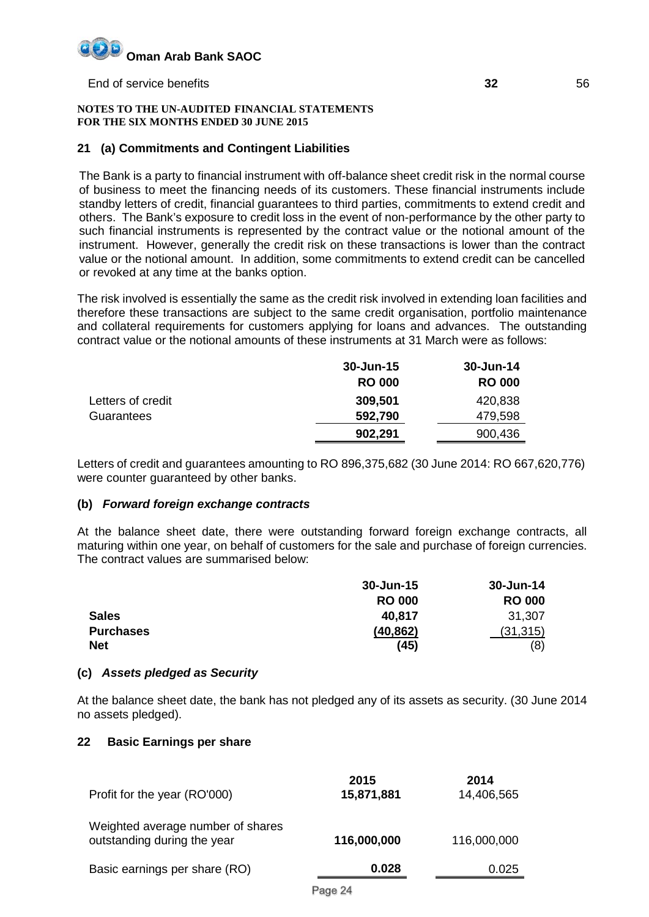End of service benefits **32** 56

**NOTES TO THE UN-AUDITED FINANCIAL STATEMENTS**
**FOR THE SIX MONTHS ENDED 30 JUNE 2015**

## 21 (a) Commitments and Contingent Liabilities

The Bank is a party to financial instrument with off-balance sheet credit risk in the normal course of business to meet the financing needs of its customers. These financial instruments include standby letters of credit, financial guarantees to third parties, commitments to extend credit and others. The Bank's exposure to credit loss in the event of non-performance by the other party to such financial instruments is represented by the contract value or the notional amount of the instrument. However, generally the credit risk on these transactions is lower than the contract value or the notional amount. In addition, some commitments to extend credit can be cancelled or revoked at any time at the banks option.

The risk involved is essentially the same as the credit risk involved in extending loan facilities and therefore these transactions are subject to the same credit organisation, portfolio maintenance and collateral requirements for customers applying for loans and advances. The outstanding contract value or the notional amounts of these instruments at 31 March were as follows:

| | 30-Jun-15 | 30-Jun-14 |
|---|---|---|
| | RO 000 | RO 000 |
| Letters of credit | **309,501** | 420,838 |
| Guarantees | **592,790** | 479,598 |
| | **902,291** | 900,436 |

Letters of credit and guarantees amounting to RO 896,375,682 (30 June 2014: RO 667,620,776) were counter guaranteed by other banks.

### (b) *Forward foreign exchange contracts*

At the balance sheet date, there were outstanding forward foreign exchange contracts, all maturing within one year, on behalf of customers for the sale and purchase of foreign currencies. The contract values are summarised below:

| | 30-Jun-15 | 30-Jun-14 |
|---|---|---|
| | RO 000 | RO 000 |
| **Sales** | **40,817** | 31,307 |
| **Purchases** | **(40,862)** | (31,315) |
| **Net** | **(45)** | (8) |

### (c) *Assets pledged as Security*

At the balance sheet date, the bank has not pledged any of its assets as security. (30 June 2014 no assets pledged).

## 22 Basic Earnings per share

| | 2015 | 2014 |
|---|---|---|
| Profit for the year (RO'000) | **15,871,881** | 14,406,565 |
| Weighted average number of shares outstanding during the year | **116,000,000** | 116,000,000 |
| Basic earnings per share (RO) | **0.028** | 0.025 |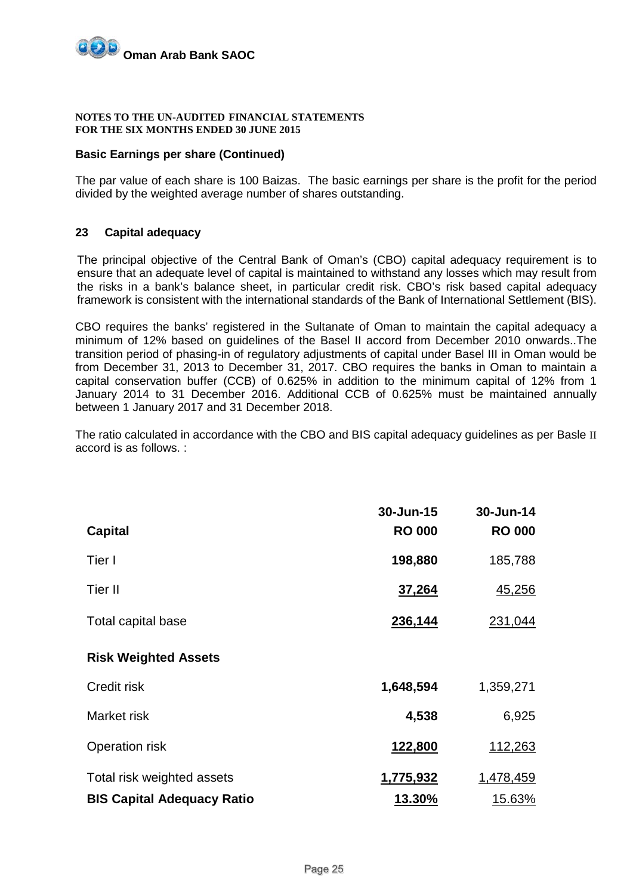**Oman Arab Bank SAOC**

**NOTES TO THE UN-AUDITED FINANCIAL STATEMENTS**
**FOR THE SIX MONTHS ENDED 30 JUNE 2015**

**Basic Earnings per share (Continued)**

The par value of each share is 100 Baizas. The basic earnings per share is the profit for the period divided by the weighted average number of shares outstanding.

## 23 Capital adequacy

The principal objective of the Central Bank of Oman's (CBO) capital adequacy requirement is to ensure that an adequate level of capital is maintained to withstand any losses which may result from the risks in a bank's balance sheet, in particular credit risk. CBO's risk based capital adequacy framework is consistent with the international standards of the Bank of International Settlement (BIS).

CBO requires the banks' registered in the Sultanate of Oman to maintain the capital adequacy a minimum of 12% based on guidelines of the Basel II accord from December 2010 onwards..The transition period of phasing-in of regulatory adjustments of capital under Basel III in Oman would be from December 31, 2013 to December 31, 2017. CBO requires the banks in Oman to maintain a capital conservation buffer (CCB) of 0.625% in addition to the minimum capital of 12% from 1 January 2014 to 31 December 2016. Additional CCB of 0.625% must be maintained annually between 1 January 2017 and 31 December 2018.

The ratio calculated in accordance with the CBO and BIS capital adequacy guidelines as per Basle II accord is as follows. :

| Capital | 30-Jun-15<br>RO 000 | 30-Jun-14<br>RO 000 |
|---|---|---|
| Tier I | **198,880** | 185,788 |
| Tier II | **37,264** | 45,256 |
| Total capital base | **236,144** | 231,044 |
| **Risk Weighted Assets** | | |
| Credit risk | **1,648,594** | 1,359,271 |
| Market risk | **4,538** | 6,925 |
| Operation risk | **122,800** | 112,263 |
| Total risk weighted assets | **1,775,932** | 1,478,459 |
| **BIS Capital Adequacy Ratio** | **13.30%** | 15.63% |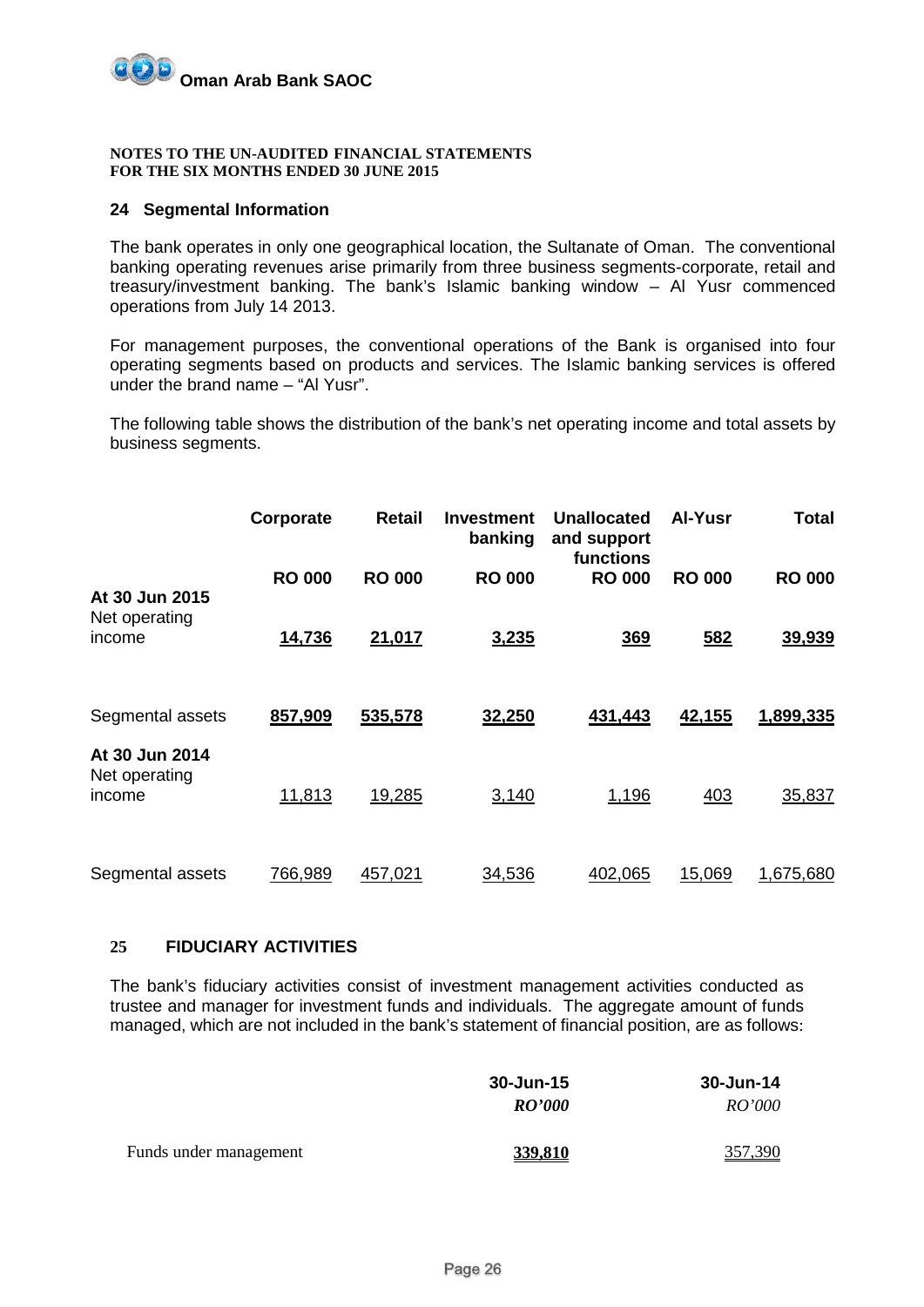**Oman Arab Bank SAOC**

**NOTES TO THE UN-AUDITED FINANCIAL STATEMENTS**
**FOR THE SIX MONTHS ENDED 30 JUNE 2015**

## 24 Segmental Information

The bank operates in only one geographical location, the Sultanate of Oman. The conventional banking operating revenues arise primarily from three business segments-corporate, retail and treasury/investment banking. The bank's Islamic banking window – Al Yusr commenced operations from July 14 2013.

For management purposes, the conventional operations of the Bank is organised into four operating segments based on products and services. The Islamic banking services is offered under the brand name – "Al Yusr".

The following table shows the distribution of the bank's net operating income and total assets by business segments.

| | **Corporate** | **Retail** | **Investment banking** | **Unallocated and support functions** | **Al-Yusr** | **Total** |
|---|---|---|---|---|---|---|
| | **RO 000** | **RO 000** | **RO 000** | **RO 000** | **RO 000** | **RO 000** |
| **At 30 Jun 2015** | | | | | | |
| Net operating income | **14,736** | **21,017** | **3,235** | **369** | **582** | **39,939** |
| Segmental assets | **857,909** | **535,578** | **32,250** | **431,443** | **42,155** | **1,899,335** |
| **At 30 Jun 2014** | | | | | | |
| Net operating income | 11,813 | 19,285 | 3,140 | 1,196 | 403 | 35,837 |
| Segmental assets | 766,989 | 457,021 | 34,536 | 402,065 | 15,069 | 1,675,680 |

## 25 FIDUCIARY ACTIVITIES

The bank's fiduciary activities consist of investment management activities conducted as trustee and manager for investment funds and individuals. The aggregate amount of funds managed, which are not included in the bank's statement of financial position, are as follows:

| | **30-Jun-15** | **30-Jun-14** |
|---|---|---|
| | ***RO'000*** | *RO'000* |
| Funds under management | **339,810** | 357,390 |